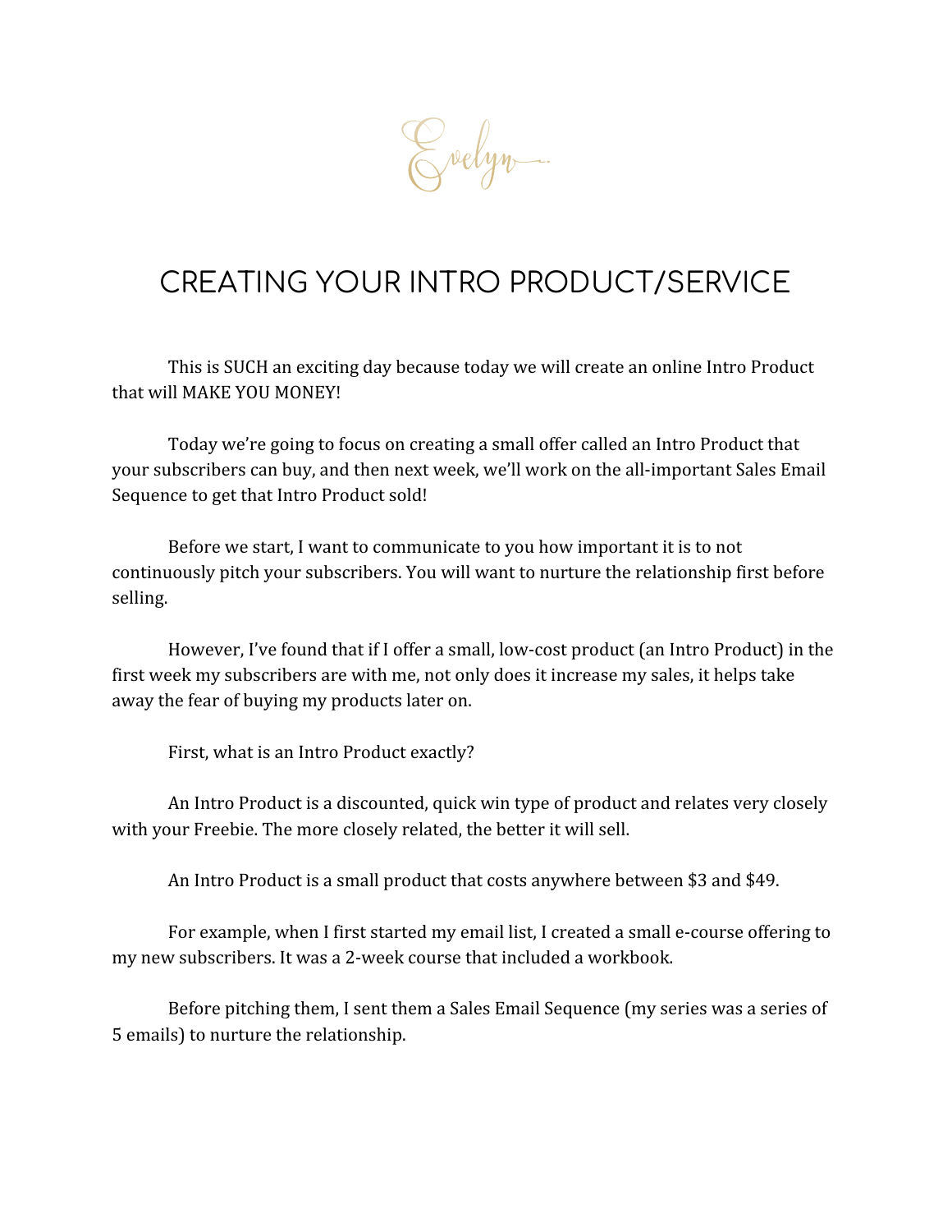Evelyn.

# CREATING YOUR INTRO PRODUCT/SERVICE

This is SUCH an exciting day because today we will create an online Intro Product that will MAKE YOU MONEY!

Today we're going to focus on creating a small offer called an Intro Product that your subscribers can buy, and then next week, we'll work on the all-important Sales Email Sequence to get that Intro Product sold!

Before we start, I want to communicate to you how important it is to not continuously pitch your subscribers. You will want to nurture the relationship first before selling.

However, I've found that if I offer a small, low-cost product (an Intro Product) in the first week my subscribers are with me, not only does it increase my sales, it helps take away the fear of buying my products later on.

First, what is an Intro Product exactly?

An Intro Product is a discounted, quick win type of product and relates very closely with your Freebie. The more closely related, the better it will sell.

An Intro Product is a small product that costs anywhere between $3 and $49.

For example, when I first started my email list, I created a small e-course offering to my new subscribers. It was a 2-week course that included a workbook.

Before pitching them, I sent them a Sales Email Sequence (my series was a series of 5 emails) to nurture the relationship.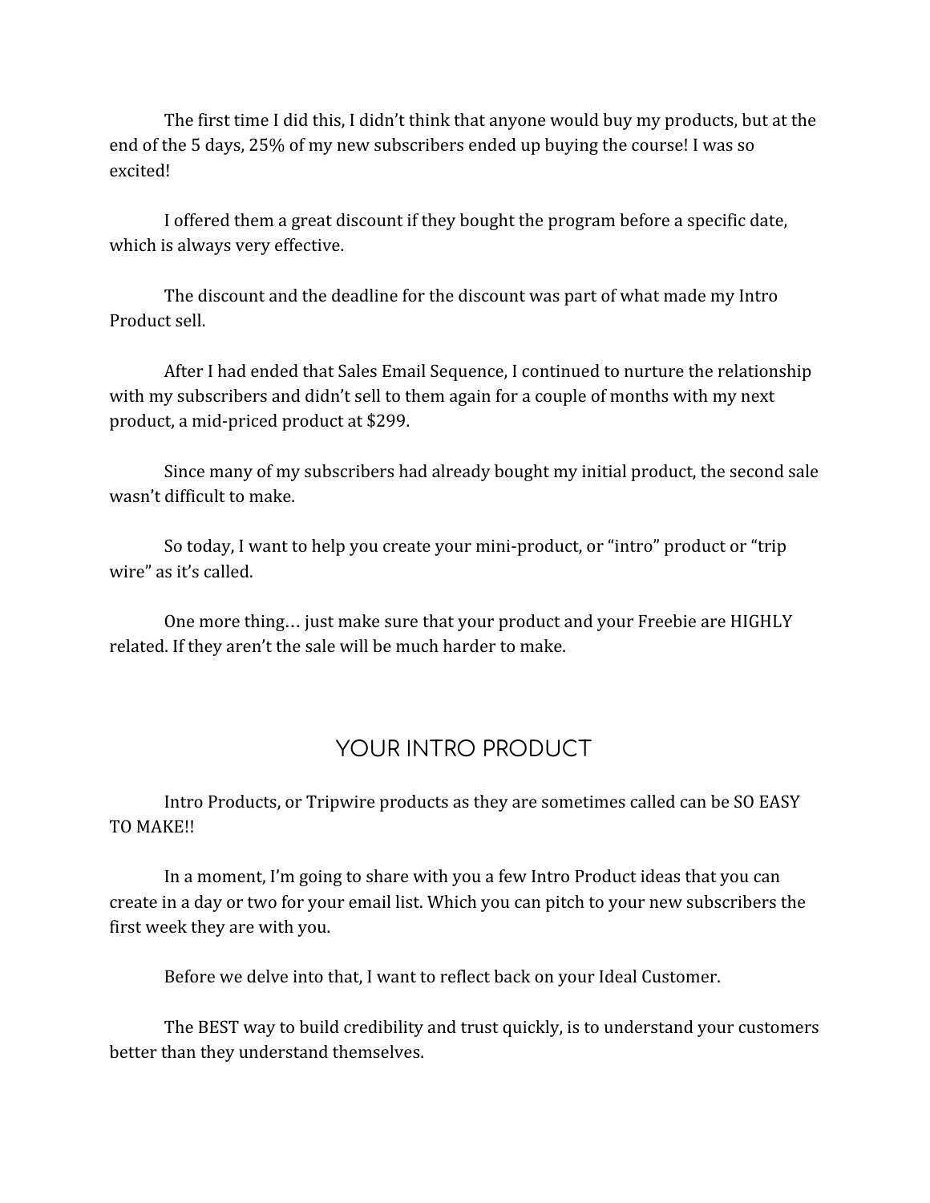The first time I did this, I didn't think that anyone would buy my products, but at the end of the 5 days, 25% of my new subscribers ended up buying the course! I was so excited!

I offered them a great discount if they bought the program before a specific date, which is always very effective.

The discount and the deadline for the discount was part of what made my Intro Product sell.

After I had ended that Sales Email Sequence, I continued to nurture the relationship with my subscribers and didn't sell to them again for a couple of months with my next product, a mid-priced product at $299.

Since many of my subscribers had already bought my initial product, the second sale wasn't difficult to make.

So today, I want to help you create your mini-product, or "intro" product or "trip wire" as it's called.

One more thing… just make sure that your product and your Freebie are HIGHLY related. If they aren't the sale will be much harder to make.

## YOUR INTRO PRODUCT

Intro Products, or Tripwire products as they are sometimes called can be SO EASY TO MAKE!!

In a moment, I'm going to share with you a few Intro Product ideas that you can create in a day or two for your email list. Which you can pitch to your new subscribers the first week they are with you.

Before we delve into that, I want to reflect back on your Ideal Customer.

The BEST way to build credibility and trust quickly, is to understand your customers better than they understand themselves.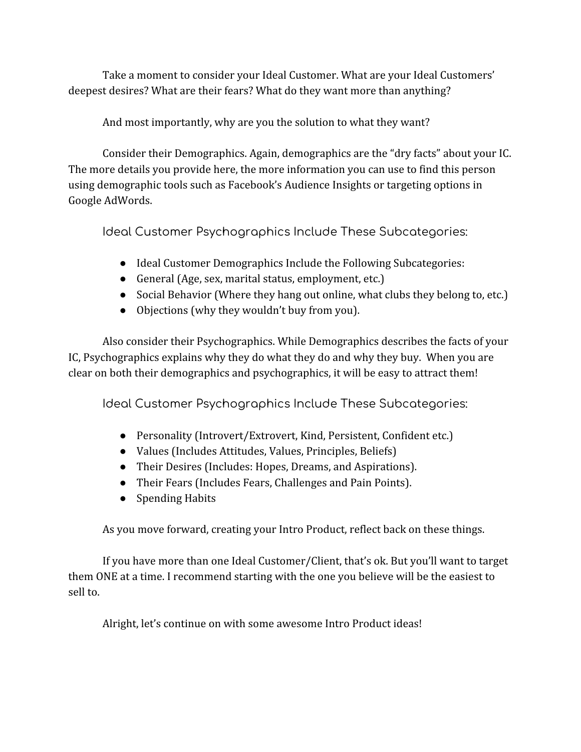Take a moment to consider your Ideal Customer. What are your Ideal Customers' deepest desires? What are their fears? What do they want more than anything?

And most importantly, why are you the solution to what they want?

Consider their Demographics. Again, demographics are the "dry facts" about your IC. The more details you provide here, the more information you can use to find this person using demographic tools such as Facebook's Audience Insights or targeting options in Google AdWords.

### Ideal Customer Psychographics Include These Subcategories:

- Ideal Customer Demographics Include the Following Subcategories:
- General (Age, sex, marital status, employment, etc.)
- Social Behavior (Where they hang out online, what clubs they belong to, etc.)
- Objections (why they wouldn't buy from you).

Also consider their Psychographics. While Demographics describes the facts of your IC, Psychographics explains why they do what they do and why they buy. When you are clear on both their demographics and psychographics, it will be easy to attract them!

### Ideal Customer Psychographics Include These Subcategories:

- Personality (Introvert/Extrovert, Kind, Persistent, Confident etc.)
- Values (Includes Attitudes, Values, Principles, Beliefs)
- Their Desires (Includes: Hopes, Dreams, and Aspirations).
- Their Fears (Includes Fears, Challenges and Pain Points).
- Spending Habits

As you move forward, creating your Intro Product, reflect back on these things.

If you have more than one Ideal Customer/Client, that's ok. But you'll want to target them ONE at a time. I recommend starting with the one you believe will be the easiest to sell to.

Alright, let's continue on with some awesome Intro Product ideas!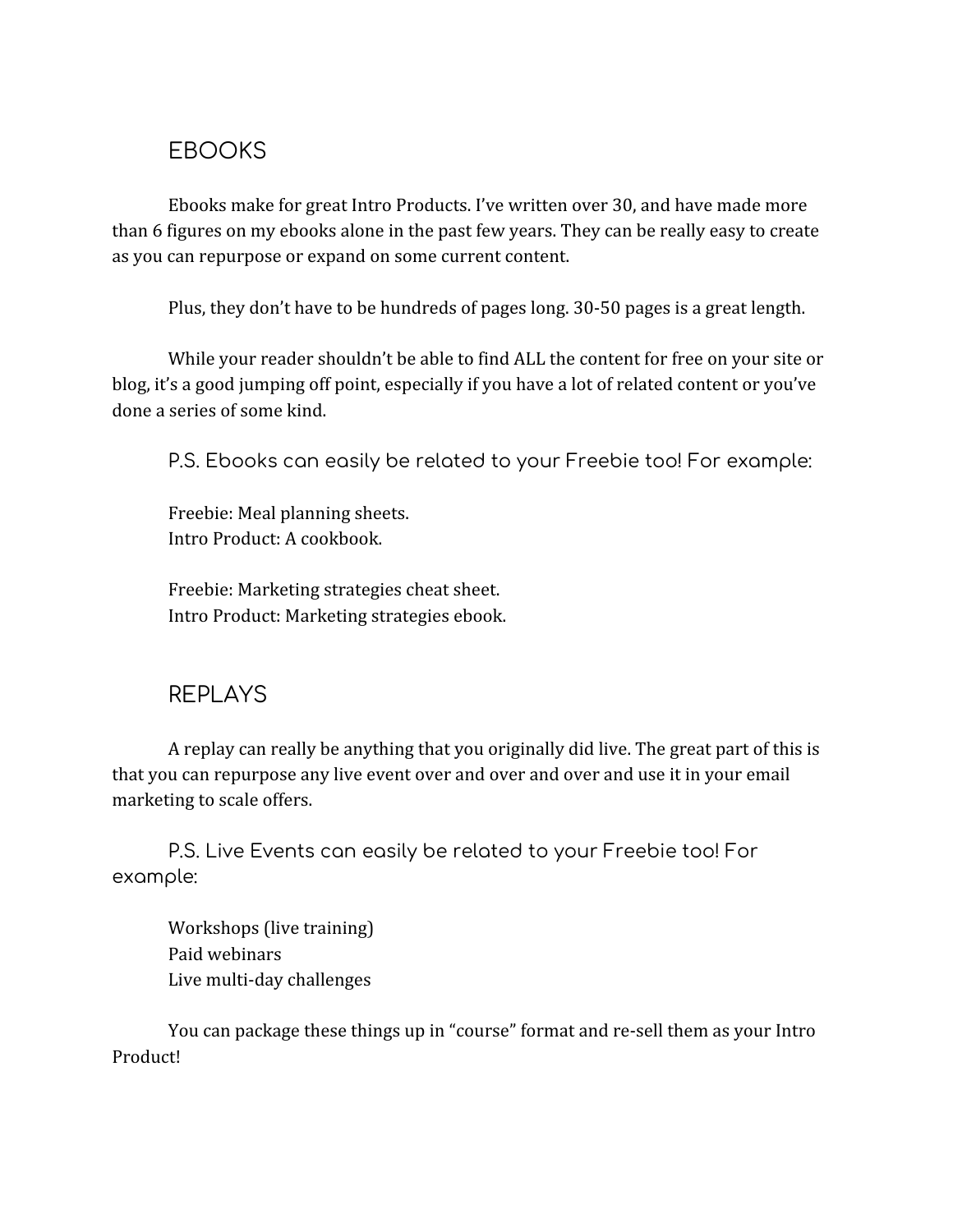## EBOOKS

Ebooks make for great Intro Products. I've written over 30, and have made more than 6 figures on my ebooks alone in the past few years. They can be really easy to create as you can repurpose or expand on some current content.

Plus, they don't have to be hundreds of pages long. 30-50 pages is a great length.

While your reader shouldn't be able to find ALL the content for free on your site or blog, it's a good jumping off point, especially if you have a lot of related content or you've done a series of some kind.

P.S. Ebooks can easily be related to your Freebie too! For example:

Freebie: Meal planning sheets.
Intro Product: A cookbook.

Freebie: Marketing strategies cheat sheet.
Intro Product: Marketing strategies ebook.

## REPLAYS

A replay can really be anything that you originally did live. The great part of this is that you can repurpose any live event over and over and over and use it in your email marketing to scale offers.

P.S. Live Events can easily be related to your Freebie too! For example:

Workshops (live training)
Paid webinars
Live multi-day challenges

You can package these things up in "course" format and re-sell them as your Intro Product!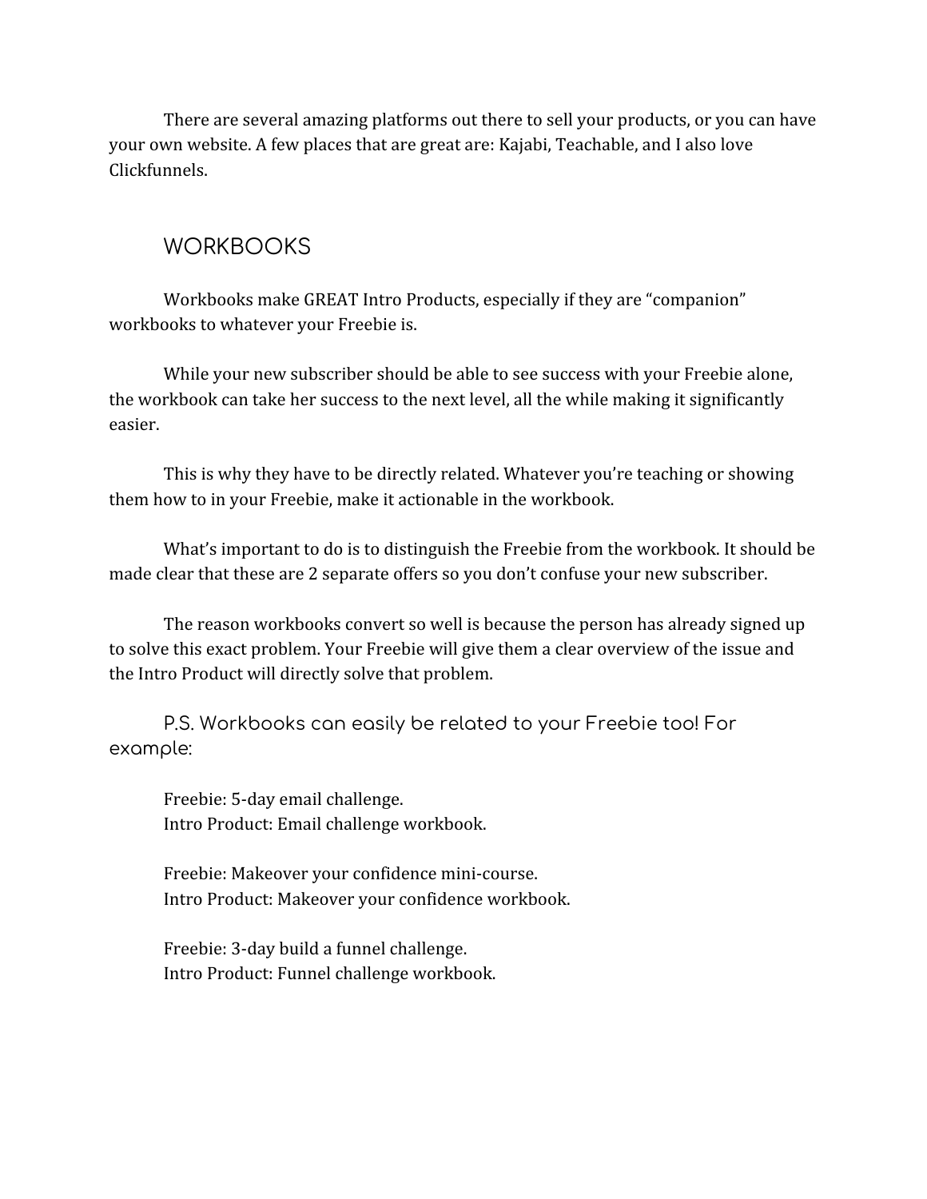There are several amazing platforms out there to sell your products, or you can have your own website. A few places that are great are: Kajabi, Teachable, and I also love Clickfunnels.

## WORKBOOKS

Workbooks make GREAT Intro Products, especially if they are "companion" workbooks to whatever your Freebie is.

While your new subscriber should be able to see success with your Freebie alone, the workbook can take her success to the next level, all the while making it significantly easier.

This is why they have to be directly related. Whatever you're teaching or showing them how to in your Freebie, make it actionable in the workbook.

What's important to do is to distinguish the Freebie from the workbook. It should be made clear that these are 2 separate offers so you don't confuse your new subscriber.

The reason workbooks convert so well is because the person has already signed up to solve this exact problem. Your Freebie will give them a clear overview of the issue and the Intro Product will directly solve that problem.

P.S. Workbooks can easily be related to your Freebie too! For example:

Freebie: 5-day email challenge.
Intro Product: Email challenge workbook.

Freebie: Makeover your confidence mini-course.
Intro Product: Makeover your confidence workbook.

Freebie: 3-day build a funnel challenge.
Intro Product: Funnel challenge workbook.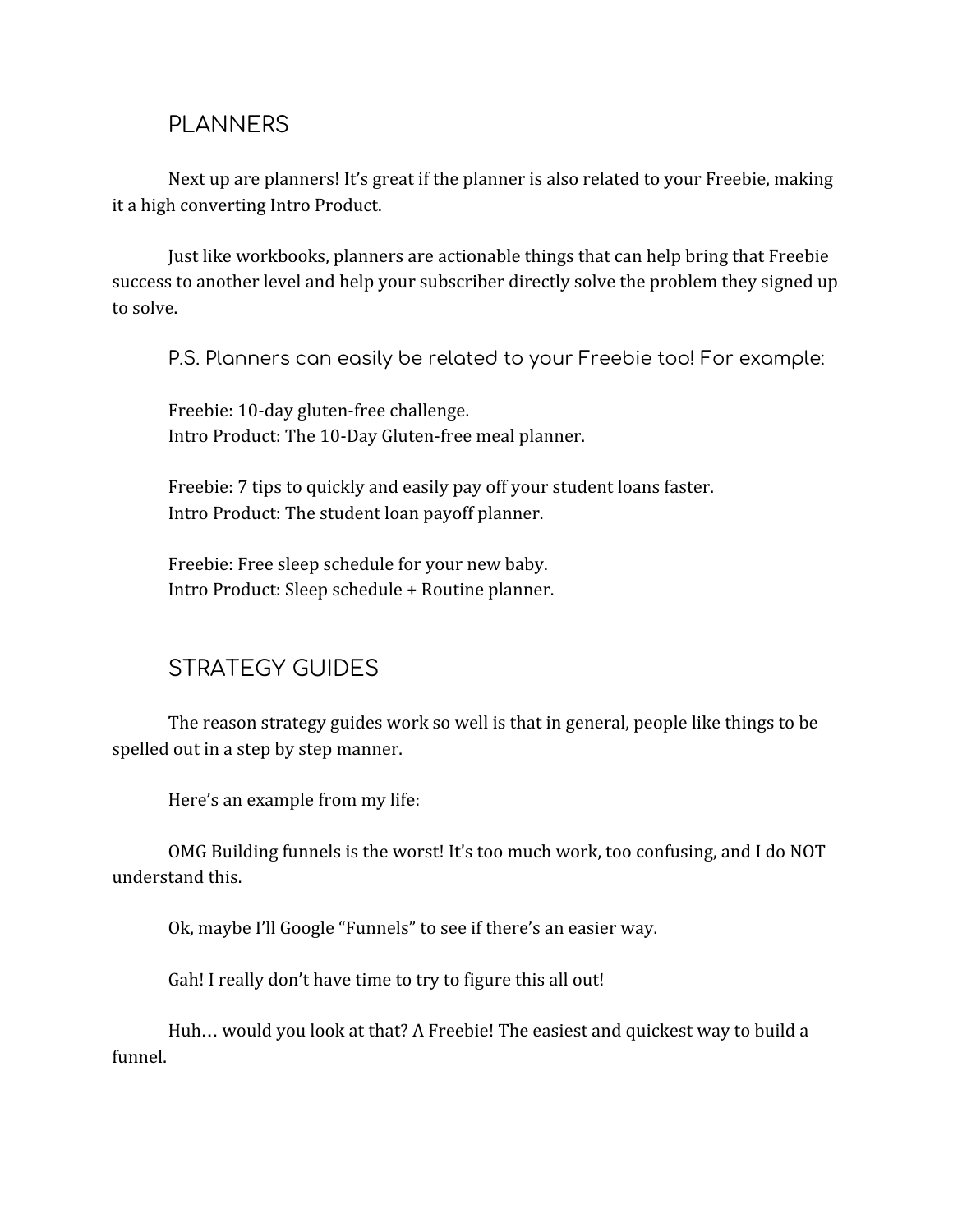## PLANNERS

Next up are planners! It's great if the planner is also related to your Freebie, making it a high converting Intro Product.

Just like workbooks, planners are actionable things that can help bring that Freebie success to another level and help your subscriber directly solve the problem they signed up to solve.

P.S. Planners can easily be related to your Freebie too! For example:

Freebie: 10-day gluten-free challenge.
Intro Product: The 10-Day Gluten-free meal planner.

Freebie: 7 tips to quickly and easily pay off your student loans faster.
Intro Product: The student loan payoff planner.

Freebie: Free sleep schedule for your new baby.
Intro Product: Sleep schedule + Routine planner.

## STRATEGY GUIDES

The reason strategy guides work so well is that in general, people like things to be spelled out in a step by step manner.

Here's an example from my life:

OMG Building funnels is the worst! It's too much work, too confusing, and I do NOT understand this.

Ok, maybe I'll Google "Funnels" to see if there's an easier way.

Gah! I really don't have time to try to figure this all out!

Huh… would you look at that? A Freebie! The easiest and quickest way to build a funnel.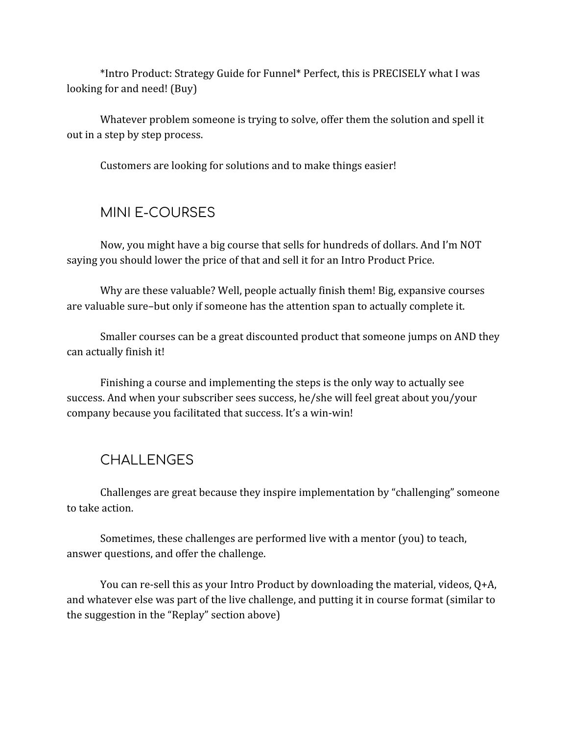*Intro Product: Strategy Guide for Funnel* Perfect, this is PRECISELY what I was looking for and need! (Buy)

Whatever problem someone is trying to solve, offer them the solution and spell it out in a step by step process.

Customers are looking for solutions and to make things easier!

## MINI E-COURSES

Now, you might have a big course that sells for hundreds of dollars. And I'm NOT saying you should lower the price of that and sell it for an Intro Product Price.

Why are these valuable? Well, people actually finish them! Big, expansive courses are valuable sure–but only if someone has the attention span to actually complete it.

Smaller courses can be a great discounted product that someone jumps on AND they can actually finish it!

Finishing a course and implementing the steps is the only way to actually see success. And when your subscriber sees success, he/she will feel great about you/your company because you facilitated that success. It's a win-win!

## CHALLENGES

Challenges are great because they inspire implementation by "challenging" someone to take action.

Sometimes, these challenges are performed live with a mentor (you) to teach, answer questions, and offer the challenge.

You can re-sell this as your Intro Product by downloading the material, videos, Q+A, and whatever else was part of the live challenge, and putting it in course format (similar to the suggestion in the "Replay" section above)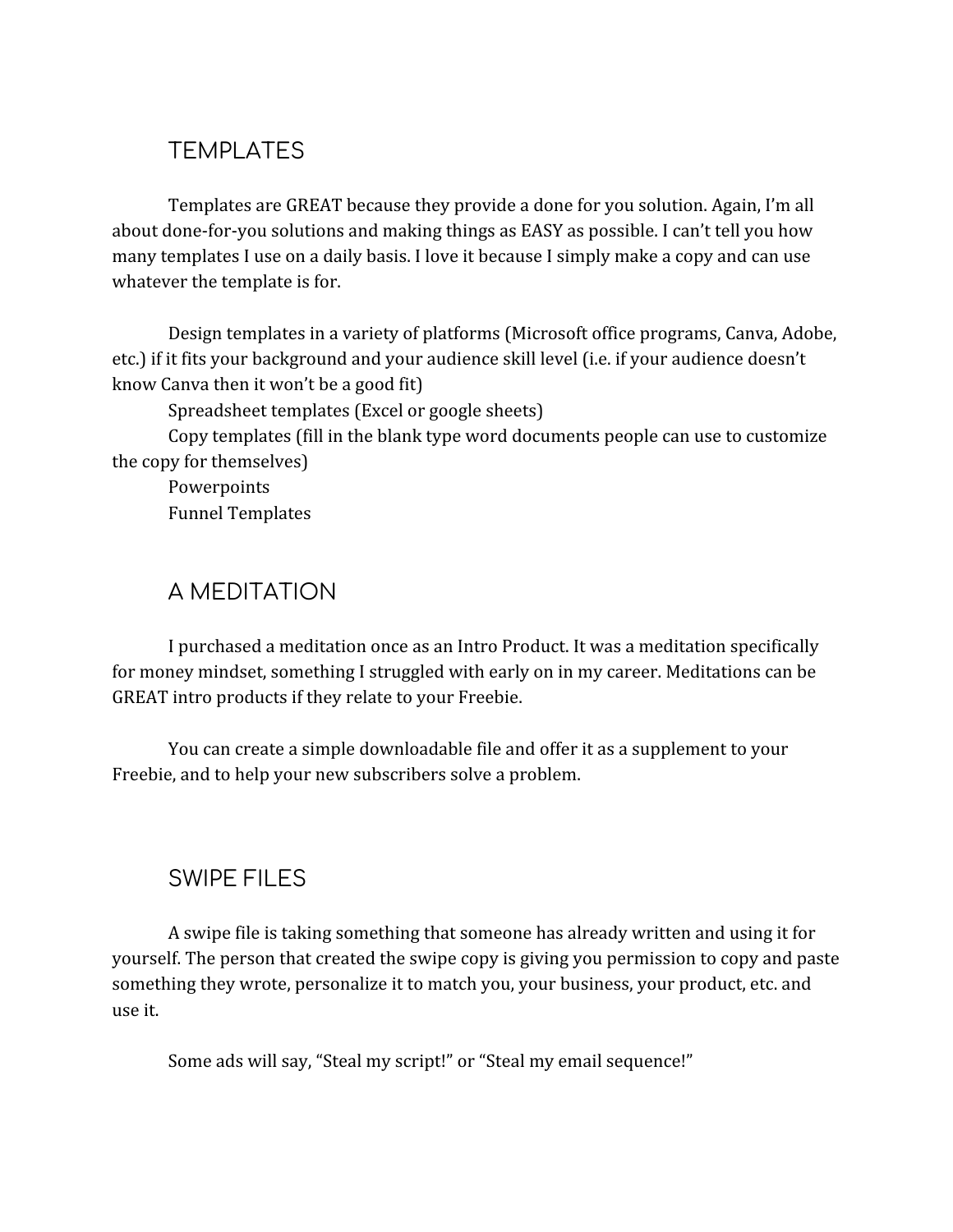## TEMPLATES

Templates are GREAT because they provide a done for you solution. Again, I'm all about done-for-you solutions and making things as EASY as possible. I can't tell you how many templates I use on a daily basis. I love it because I simply make a copy and can use whatever the template is for.

Design templates in a variety of platforms (Microsoft office programs, Canva, Adobe, etc.) if it fits your background and your audience skill level (i.e. if your audience doesn't know Canva then it won't be a good fit)

Spreadsheet templates (Excel or google sheets)

Copy templates (fill in the blank type word documents people can use to customize the copy for themselves)

Powerpoints

Funnel Templates

## A MEDITATION

I purchased a meditation once as an Intro Product. It was a meditation specifically for money mindset, something I struggled with early on in my career. Meditations can be GREAT intro products if they relate to your Freebie.

You can create a simple downloadable file and offer it as a supplement to your Freebie, and to help your new subscribers solve a problem.

## SWIPE FILES

A swipe file is taking something that someone has already written and using it for yourself. The person that created the swipe copy is giving you permission to copy and paste something they wrote, personalize it to match you, your business, your product, etc. and use it.

Some ads will say, "Steal my script!" or "Steal my email sequence!"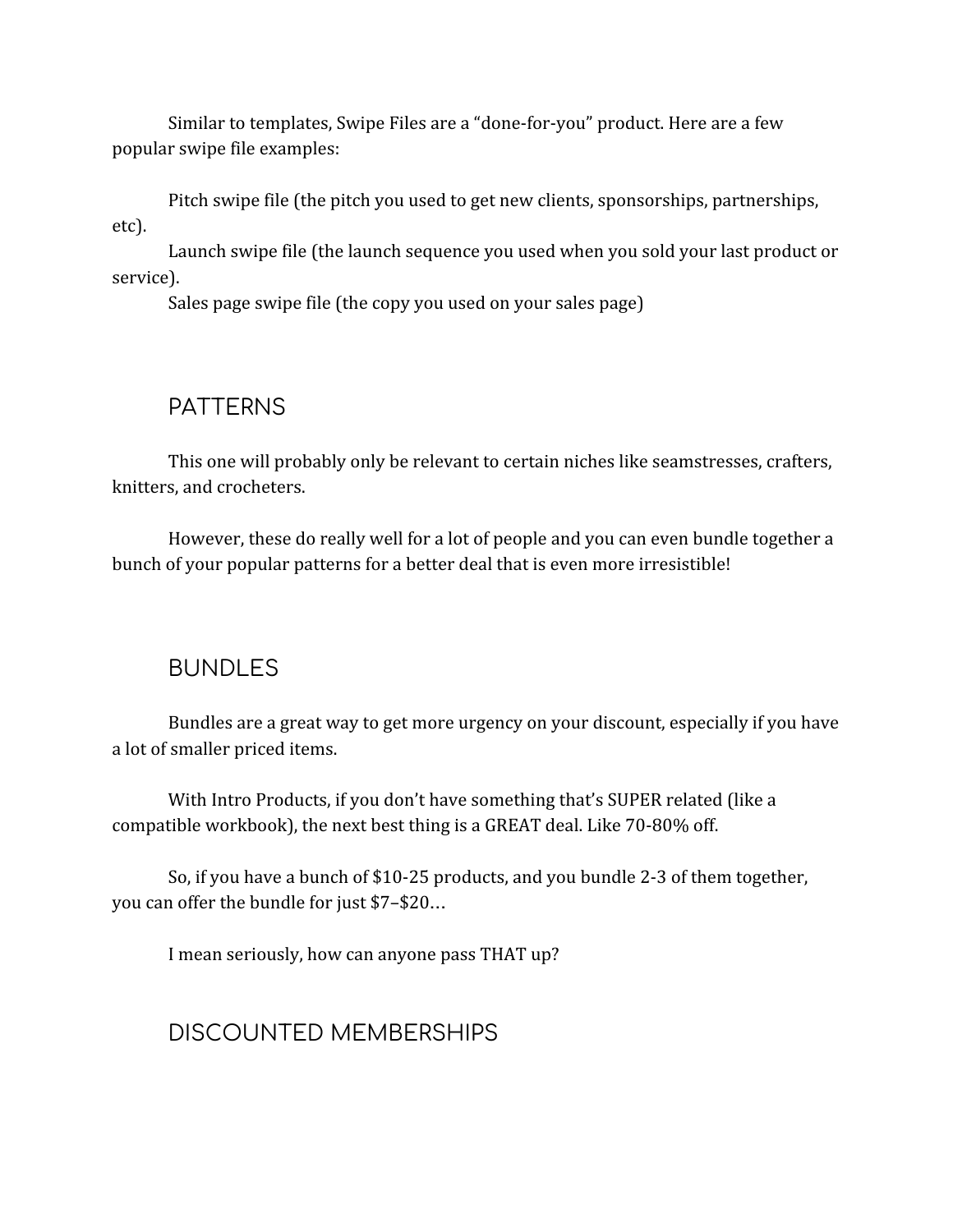Similar to templates, Swipe Files are a "done-for-you" product. Here are a few popular swipe file examples:

Pitch swipe file (the pitch you used to get new clients, sponsorships, partnerships, etc).
Launch swipe file (the launch sequence you used when you sold your last product or service).
Sales page swipe file (the copy you used on your sales page)

## PATTERNS

This one will probably only be relevant to certain niches like seamstresses, crafters, knitters, and crocheters.

However, these do really well for a lot of people and you can even bundle together a bunch of your popular patterns for a better deal that is even more irresistible!

## BUNDLES

Bundles are a great way to get more urgency on your discount, especially if you have a lot of smaller priced items.

With Intro Products, if you don't have something that's SUPER related (like a compatible workbook), the next best thing is a GREAT deal. Like 70-80% off.

So, if you have a bunch of $10-25 products, and you bundle 2-3 of them together, you can offer the bundle for just $7–$20…

I mean seriously, how can anyone pass THAT up?

## DISCOUNTED MEMBERSHIPS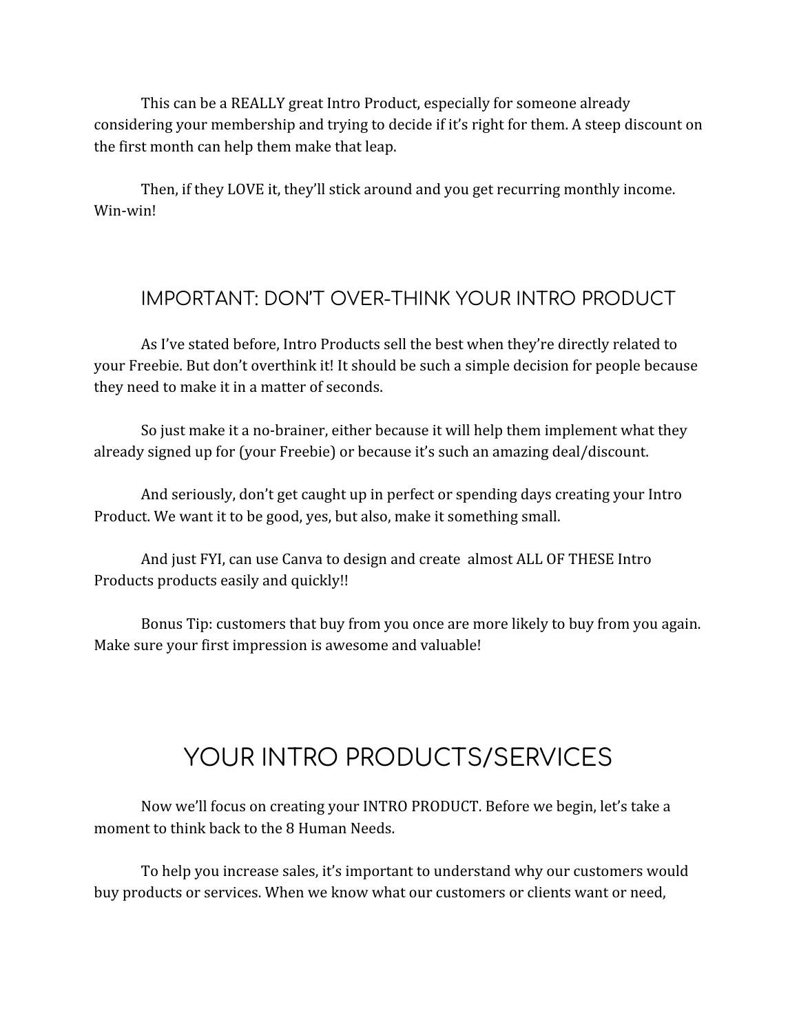This can be a REALLY great Intro Product, especially for someone already considering your membership and trying to decide if it's right for them. A steep discount on the first month can help them make that leap.

Then, if they LOVE it, they'll stick around and you get recurring monthly income. Win-win!

## IMPORTANT: DON'T OVER-THINK YOUR INTRO PRODUCT

As I've stated before, Intro Products sell the best when they're directly related to your Freebie. But don't overthink it! It should be such a simple decision for people because they need to make it in a matter of seconds.

So just make it a no-brainer, either because it will help them implement what they already signed up for (your Freebie) or because it's such an amazing deal/discount.

And seriously, don't get caught up in perfect or spending days creating your Intro Product. We want it to be good, yes, but also, make it something small.

And just FYI, can use Canva to design and create  almost ALL OF THESE Intro Products products easily and quickly!!

Bonus Tip: customers that buy from you once are more likely to buy from you again. Make sure your first impression is awesome and valuable!

# YOUR INTRO PRODUCTS/SERVICES

Now we'll focus on creating your INTRO PRODUCT. Before we begin, let's take a moment to think back to the 8 Human Needs.

To help you increase sales, it's important to understand why our customers would buy products or services. When we know what our customers or clients want or need,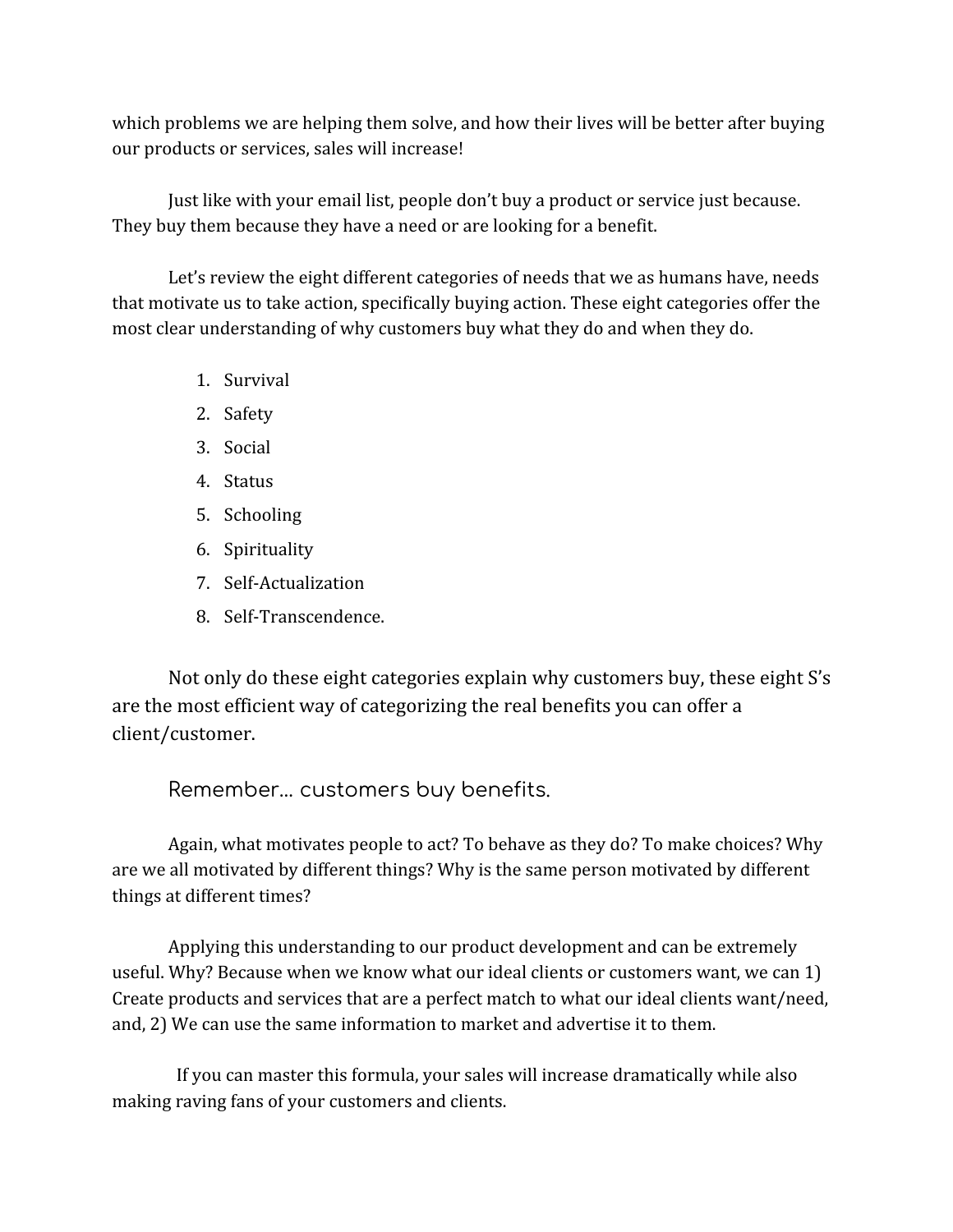which problems we are helping them solve, and how their lives will be better after buying our products or services, sales will increase!

Just like with your email list, people don't buy a product or service just because. They buy them because they have a need or are looking for a benefit.

Let's review the eight different categories of needs that we as humans have, needs that motivate us to take action, specifically buying action. These eight categories offer the most clear understanding of why customers buy what they do and when they do.

1. Survival
2. Safety
3. Social
4. Status
5. Schooling
6. Spirituality
7. Self-Actualization
8. Self-Transcendence.

Not only do these eight categories explain why customers buy, these eight S's are the most efficient way of categorizing the real benefits you can offer a client/customer.

### Remember... customers buy benefits.

Again, what motivates people to act? To behave as they do? To make choices? Why are we all motivated by different things? Why is the same person motivated by different things at different times?

Applying this understanding to our product development and can be extremely useful. Why? Because when we know what our ideal clients or customers want, we can 1) Create products and services that are a perfect match to what our ideal clients want/need, and, 2) We can use the same information to market and advertise it to them.

If you can master this formula, your sales will increase dramatically while also making raving fans of your customers and clients.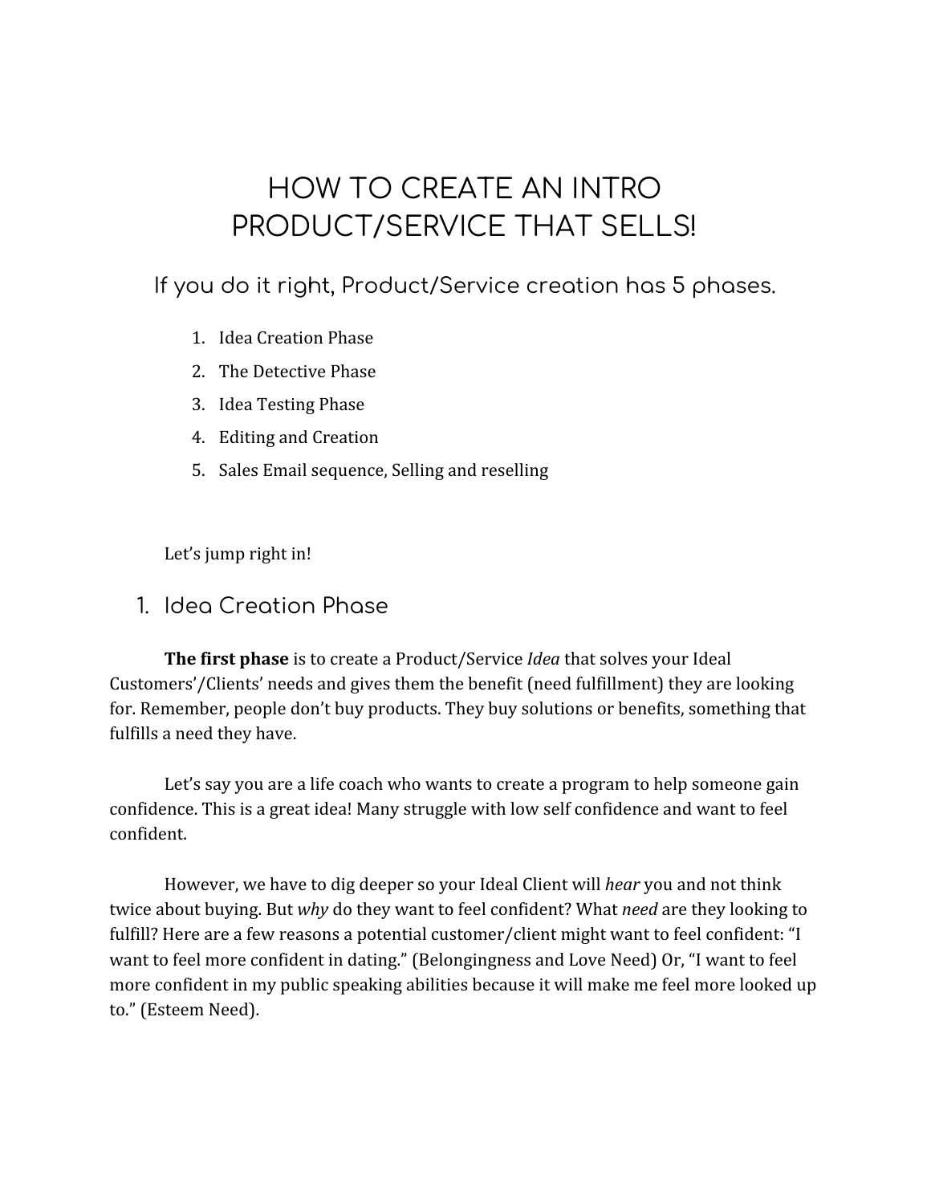# HOW TO CREATE AN INTRO PRODUCT/SERVICE THAT SELLS!

## If you do it right, Product/Service creation has 5 phases.

1. Idea Creation Phase
2. The Detective Phase
3. Idea Testing Phase
4. Editing and Creation
5. Sales Email sequence, Selling and reselling

Let's jump right in!

## 1. Idea Creation Phase

**The first phase** is to create a Product/Service *Idea* that solves your Ideal Customers'/Clients' needs and gives them the benefit (need fulfillment) they are looking for. Remember, people don't buy products. They buy solutions or benefits, something that fulfills a need they have.

Let's say you are a life coach who wants to create a program to help someone gain confidence. This is a great idea! Many struggle with low self confidence and want to feel confident.

However, we have to dig deeper so your Ideal Client will *hear* you and not think twice about buying. But *why* do they want to feel confident? What *need* are they looking to fulfill? Here are a few reasons a potential customer/client might want to feel confident: "I want to feel more confident in dating." (Belongingness and Love Need) Or, "I want to feel more confident in my public speaking abilities because it will make me feel more looked up to." (Esteem Need).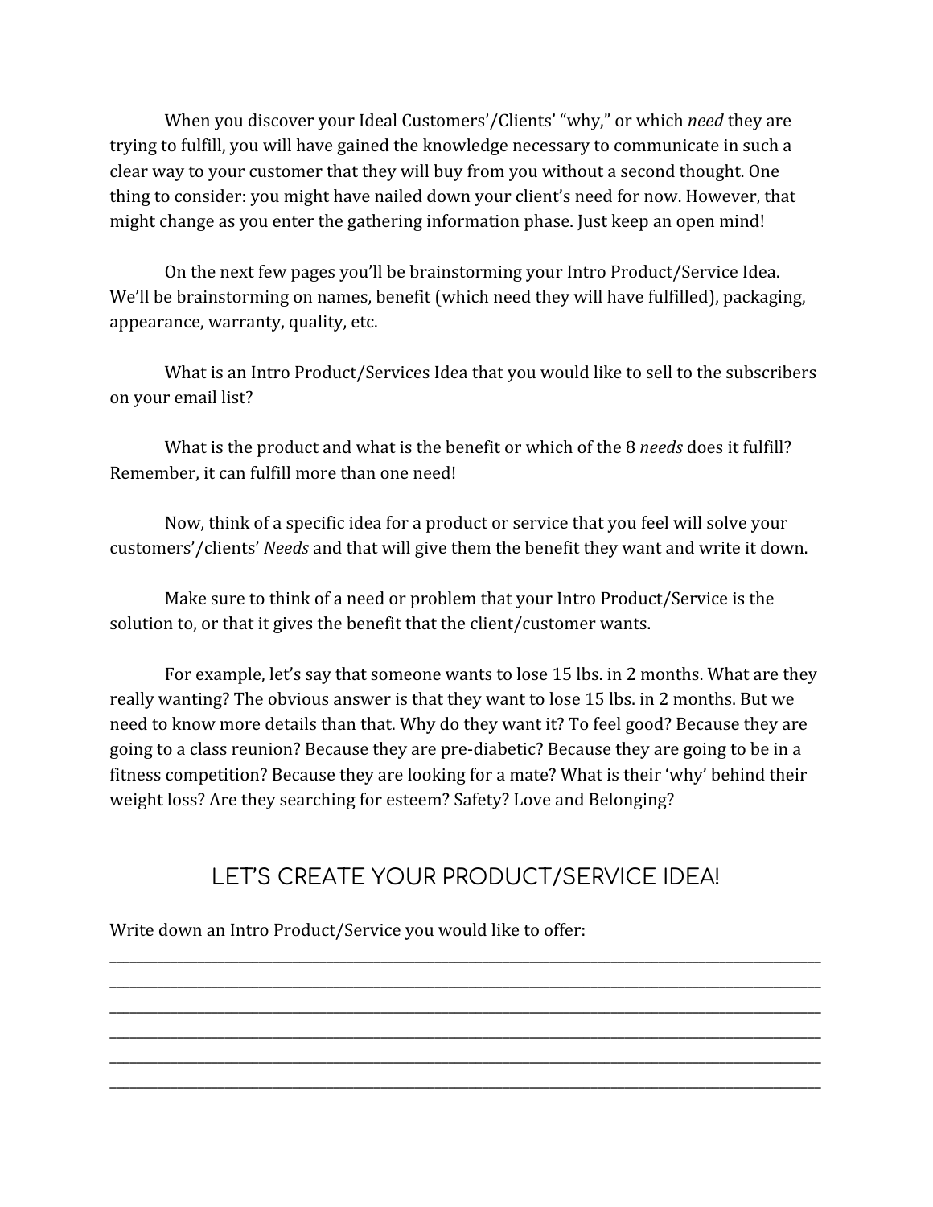When you discover your Ideal Customers'/Clients' "why," or which *need* they are trying to fulfill, you will have gained the knowledge necessary to communicate in such a clear way to your customer that they will buy from you without a second thought. One thing to consider: you might have nailed down your client's need for now. However, that might change as you enter the gathering information phase. Just keep an open mind!

On the next few pages you'll be brainstorming your Intro Product/Service Idea. We'll be brainstorming on names, benefit (which need they will have fulfilled), packaging, appearance, warranty, quality, etc.

What is an Intro Product/Services Idea that you would like to sell to the subscribers on your email list?

What is the product and what is the benefit or which of the 8 *needs* does it fulfill? Remember, it can fulfill more than one need!

Now, think of a specific idea for a product or service that you feel will solve your customers'/clients' *Needs* and that will give them the benefit they want and write it down.

Make sure to think of a need or problem that your Intro Product/Service is the solution to, or that it gives the benefit that the client/customer wants.

For example, let's say that someone wants to lose 15 lbs. in 2 months. What are they really wanting? The obvious answer is that they want to lose 15 lbs. in 2 months. But we need to know more details than that. Why do they want it? To feel good? Because they are going to a class reunion? Because they are pre-diabetic? Because they are going to be in a fitness competition? Because they are looking for a mate? What is their 'why' behind their weight loss? Are they searching for esteem? Safety? Love and Belonging?

## LET'S CREATE YOUR PRODUCT/SERVICE IDEA!

Write down an Intro Product/Service you would like to offer:

______________________________________________________________________________

______________________________________________________________________________

______________________________________________________________________________

______________________________________________________________________________

______________________________________________________________________________

______________________________________________________________________________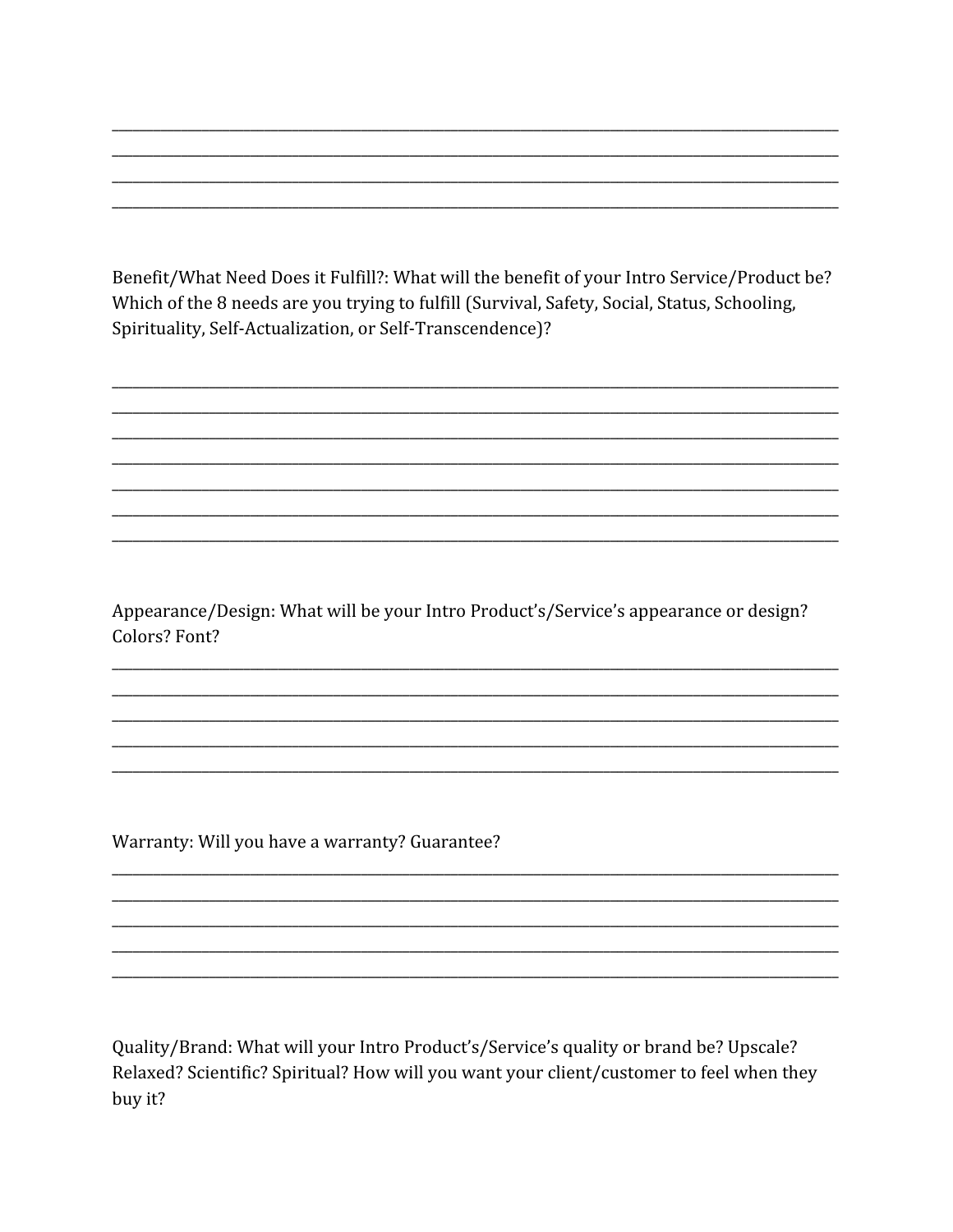\_\_\_\_\_\_\_\_\_\_\_\_\_\_\_\_\_\_\_\_\_\_\_\_\_\_\_\_\_\_\_\_\_\_\_\_\_\_\_\_\_\_\_\_\_\_\_\_\_\_\_\_\_\_\_\_\_\_\_\_\_\_\_\_\_\_\_\_\_\_\_\_\_\_\_\_\_\_
\_\_\_\_\_\_\_\_\_\_\_\_\_\_\_\_\_\_\_\_\_\_\_\_\_\_\_\_\_\_\_\_\_\_\_\_\_\_\_\_\_\_\_\_\_\_\_\_\_\_\_\_\_\_\_\_\_\_\_\_\_\_\_\_\_\_\_\_\_\_\_\_\_\_\_\_\_\_
\_\_\_\_\_\_\_\_\_\_\_\_\_\_\_\_\_\_\_\_\_\_\_\_\_\_\_\_\_\_\_\_\_\_\_\_\_\_\_\_\_\_\_\_\_\_\_\_\_\_\_\_\_\_\_\_\_\_\_\_\_\_\_\_\_\_\_\_\_\_\_\_\_\_\_\_\_\_
\_\_\_\_\_\_\_\_\_\_\_\_\_\_\_\_\_\_\_\_\_\_\_\_\_\_\_\_\_\_\_\_\_\_\_\_\_\_\_\_\_\_\_\_\_\_\_\_\_\_\_\_\_\_\_\_\_\_\_\_\_\_\_\_\_\_\_\_\_\_\_\_\_\_\_\_\_\_

Benefit/What Need Does it Fulfill?: What will the benefit of your Intro Service/Product be? Which of the 8 needs are you trying to fulfill (Survival, Safety, Social, Status, Schooling, Spirituality, Self-Actualization, or Self-Transcendence)?

\_\_\_\_\_\_\_\_\_\_\_\_\_\_\_\_\_\_\_\_\_\_\_\_\_\_\_\_\_\_\_\_\_\_\_\_\_\_\_\_\_\_\_\_\_\_\_\_\_\_\_\_\_\_\_\_\_\_\_\_\_\_\_\_\_\_\_\_\_\_\_\_\_\_\_\_\_\_
\_\_\_\_\_\_\_\_\_\_\_\_\_\_\_\_\_\_\_\_\_\_\_\_\_\_\_\_\_\_\_\_\_\_\_\_\_\_\_\_\_\_\_\_\_\_\_\_\_\_\_\_\_\_\_\_\_\_\_\_\_\_\_\_\_\_\_\_\_\_\_\_\_\_\_\_\_\_
\_\_\_\_\_\_\_\_\_\_\_\_\_\_\_\_\_\_\_\_\_\_\_\_\_\_\_\_\_\_\_\_\_\_\_\_\_\_\_\_\_\_\_\_\_\_\_\_\_\_\_\_\_\_\_\_\_\_\_\_\_\_\_\_\_\_\_\_\_\_\_\_\_\_\_\_\_\_
\_\_\_\_\_\_\_\_\_\_\_\_\_\_\_\_\_\_\_\_\_\_\_\_\_\_\_\_\_\_\_\_\_\_\_\_\_\_\_\_\_\_\_\_\_\_\_\_\_\_\_\_\_\_\_\_\_\_\_\_\_\_\_\_\_\_\_\_\_\_\_\_\_\_\_\_\_\_
\_\_\_\_\_\_\_\_\_\_\_\_\_\_\_\_\_\_\_\_\_\_\_\_\_\_\_\_\_\_\_\_\_\_\_\_\_\_\_\_\_\_\_\_\_\_\_\_\_\_\_\_\_\_\_\_\_\_\_\_\_\_\_\_\_\_\_\_\_\_\_\_\_\_\_\_\_\_
\_\_\_\_\_\_\_\_\_\_\_\_\_\_\_\_\_\_\_\_\_\_\_\_\_\_\_\_\_\_\_\_\_\_\_\_\_\_\_\_\_\_\_\_\_\_\_\_\_\_\_\_\_\_\_\_\_\_\_\_\_\_\_\_\_\_\_\_\_\_\_\_\_\_\_\_\_\_
\_\_\_\_\_\_\_\_\_\_\_\_\_\_\_\_\_\_\_\_\_\_\_\_\_\_\_\_\_\_\_\_\_\_\_\_\_\_\_\_\_\_\_\_\_\_\_\_\_\_\_\_\_\_\_\_\_\_\_\_\_\_\_\_\_\_\_\_\_\_\_\_\_\_\_\_\_\_

Appearance/Design: What will be your Intro Product's/Service's appearance or design? Colors? Font?

\_\_\_\_\_\_\_\_\_\_\_\_\_\_\_\_\_\_\_\_\_\_\_\_\_\_\_\_\_\_\_\_\_\_\_\_\_\_\_\_\_\_\_\_\_\_\_\_\_\_\_\_\_\_\_\_\_\_\_\_\_\_\_\_\_\_\_\_\_\_\_\_\_\_\_\_\_\_
\_\_\_\_\_\_\_\_\_\_\_\_\_\_\_\_\_\_\_\_\_\_\_\_\_\_\_\_\_\_\_\_\_\_\_\_\_\_\_\_\_\_\_\_\_\_\_\_\_\_\_\_\_\_\_\_\_\_\_\_\_\_\_\_\_\_\_\_\_\_\_\_\_\_\_\_\_\_
\_\_\_\_\_\_\_\_\_\_\_\_\_\_\_\_\_\_\_\_\_\_\_\_\_\_\_\_\_\_\_\_\_\_\_\_\_\_\_\_\_\_\_\_\_\_\_\_\_\_\_\_\_\_\_\_\_\_\_\_\_\_\_\_\_\_\_\_\_\_\_\_\_\_\_\_\_\_
\_\_\_\_\_\_\_\_\_\_\_\_\_\_\_\_\_\_\_\_\_\_\_\_\_\_\_\_\_\_\_\_\_\_\_\_\_\_\_\_\_\_\_\_\_\_\_\_\_\_\_\_\_\_\_\_\_\_\_\_\_\_\_\_\_\_\_\_\_\_\_\_\_\_\_\_\_\_
\_\_\_\_\_\_\_\_\_\_\_\_\_\_\_\_\_\_\_\_\_\_\_\_\_\_\_\_\_\_\_\_\_\_\_\_\_\_\_\_\_\_\_\_\_\_\_\_\_\_\_\_\_\_\_\_\_\_\_\_\_\_\_\_\_\_\_\_\_\_\_\_\_\_\_\_\_\_

Warranty: Will you have a warranty? Guarantee?

\_\_\_\_\_\_\_\_\_\_\_\_\_\_\_\_\_\_\_\_\_\_\_\_\_\_\_\_\_\_\_\_\_\_\_\_\_\_\_\_\_\_\_\_\_\_\_\_\_\_\_\_\_\_\_\_\_\_\_\_\_\_\_\_\_\_\_\_\_\_\_\_\_\_\_\_\_\_
\_\_\_\_\_\_\_\_\_\_\_\_\_\_\_\_\_\_\_\_\_\_\_\_\_\_\_\_\_\_\_\_\_\_\_\_\_\_\_\_\_\_\_\_\_\_\_\_\_\_\_\_\_\_\_\_\_\_\_\_\_\_\_\_\_\_\_\_\_\_\_\_\_\_\_\_\_\_
\_\_\_\_\_\_\_\_\_\_\_\_\_\_\_\_\_\_\_\_\_\_\_\_\_\_\_\_\_\_\_\_\_\_\_\_\_\_\_\_\_\_\_\_\_\_\_\_\_\_\_\_\_\_\_\_\_\_\_\_\_\_\_\_\_\_\_\_\_\_\_\_\_\_\_\_\_\_
\_\_\_\_\_\_\_\_\_\_\_\_\_\_\_\_\_\_\_\_\_\_\_\_\_\_\_\_\_\_\_\_\_\_\_\_\_\_\_\_\_\_\_\_\_\_\_\_\_\_\_\_\_\_\_\_\_\_\_\_\_\_\_\_\_\_\_\_\_\_\_\_\_\_\_\_\_\_
\_\_\_\_\_\_\_\_\_\_\_\_\_\_\_\_\_\_\_\_\_\_\_\_\_\_\_\_\_\_\_\_\_\_\_\_\_\_\_\_\_\_\_\_\_\_\_\_\_\_\_\_\_\_\_\_\_\_\_\_\_\_\_\_\_\_\_\_\_\_\_\_\_\_\_\_\_\_

Quality/Brand: What will your Intro Product's/Service's quality or brand be? Upscale? Relaxed? Scientific? Spiritual? How will you want your client/customer to feel when they buy it?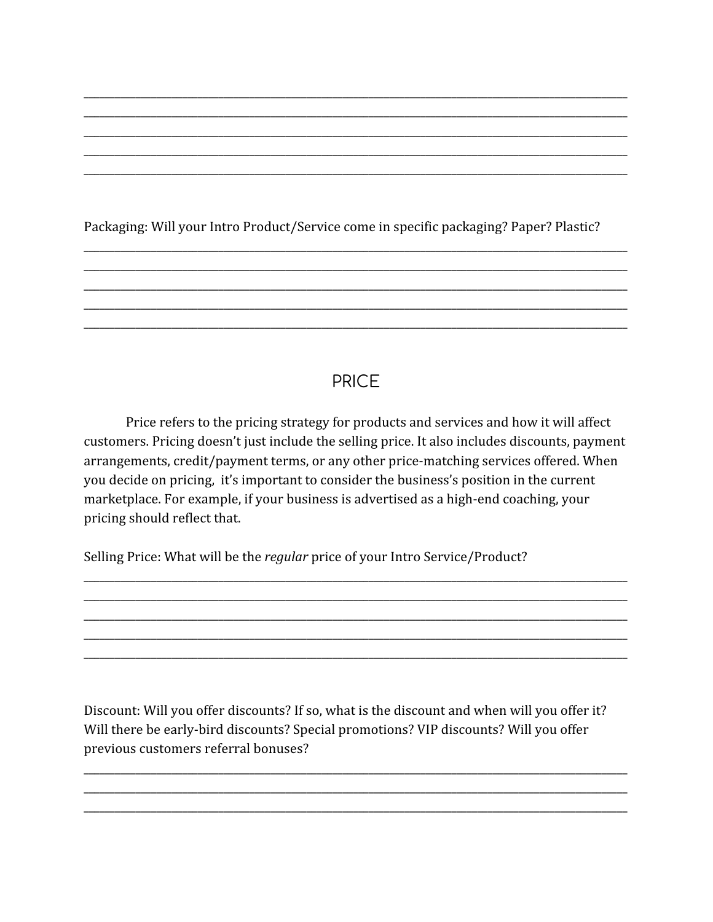______________________________________________________________________________
______________________________________________________________________________
______________________________________________________________________________
______________________________________________________________________________
______________________________________________________________________________

Packaging: Will your Intro Product/Service come in specific packaging? Paper? Plastic?

______________________________________________________________________________
______________________________________________________________________________
______________________________________________________________________________
______________________________________________________________________________
______________________________________________________________________________

## PRICE

Price refers to the pricing strategy for products and services and how it will affect customers. Pricing doesn't just include the selling price. It also includes discounts, payment arrangements, credit/payment terms, or any other price-matching services offered. When you decide on pricing, it's important to consider the business's position in the current marketplace. For example, if your business is advertised as a high-end coaching, your pricing should reflect that.

Selling Price: What will be the *regular* price of your Intro Service/Product?

______________________________________________________________________________
______________________________________________________________________________
______________________________________________________________________________
______________________________________________________________________________
______________________________________________________________________________

Discount: Will you offer discounts? If so, what is the discount and when will you offer it? Will there be early-bird discounts? Special promotions? VIP discounts? Will you offer previous customers referral bonuses?

______________________________________________________________________________
______________________________________________________________________________
______________________________________________________________________________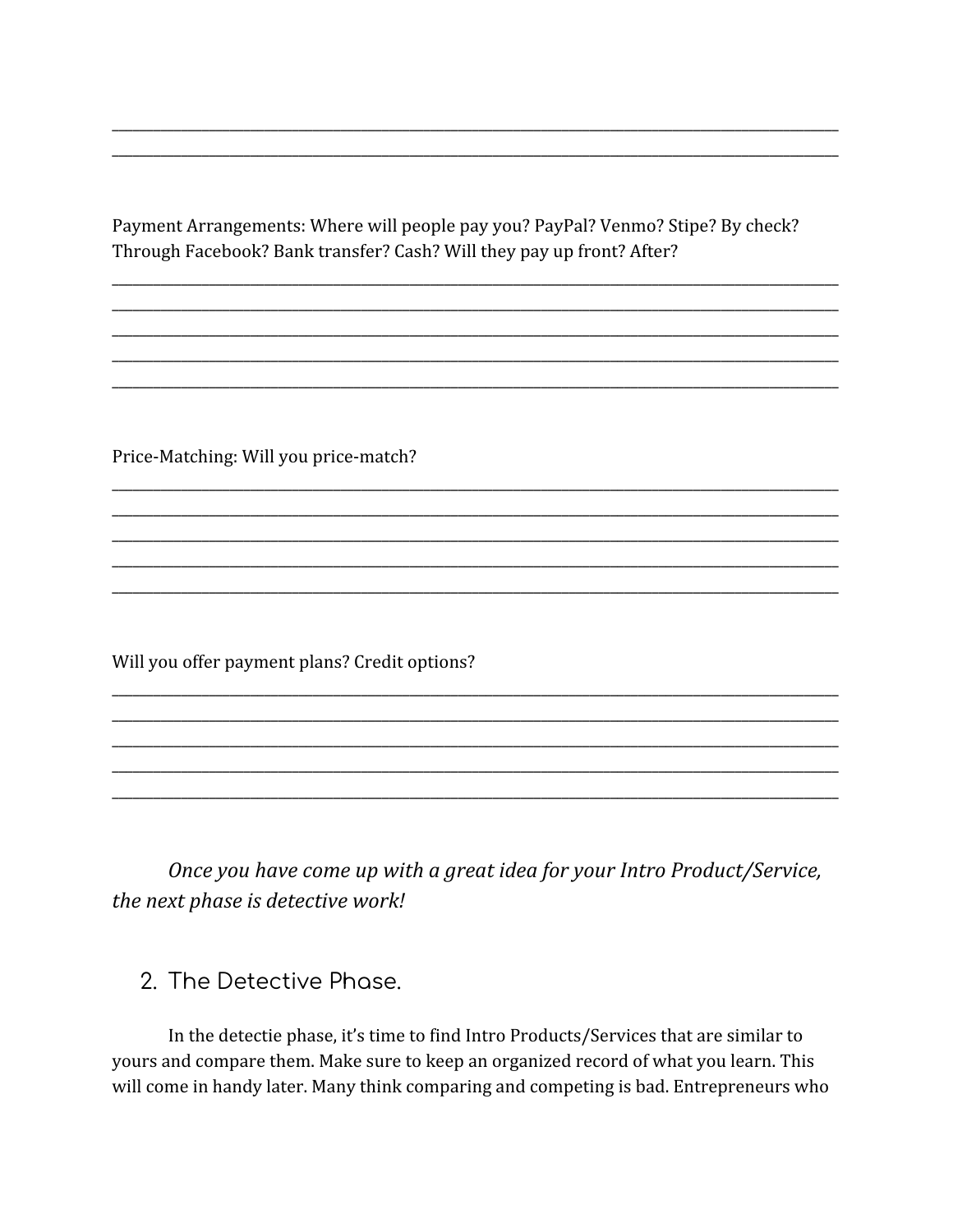\_\_\_\_\_\_\_\_\_\_\_\_\_\_\_\_\_\_\_\_\_\_\_\_\_\_\_\_\_\_\_\_\_\_\_\_\_\_\_\_\_\_\_\_\_\_\_\_\_\_\_\_\_\_\_\_\_\_\_\_\_\_\_\_\_\_\_\_\_\_\_\_\_\_\_\_\_\_
\_\_\_\_\_\_\_\_\_\_\_\_\_\_\_\_\_\_\_\_\_\_\_\_\_\_\_\_\_\_\_\_\_\_\_\_\_\_\_\_\_\_\_\_\_\_\_\_\_\_\_\_\_\_\_\_\_\_\_\_\_\_\_\_\_\_\_\_\_\_\_\_\_\_\_\_\_\_

Payment Arrangements: Where will people pay you? PayPal? Venmo? Stipe? By check? Through Facebook? Bank transfer? Cash? Will they pay up front? After?

\_\_\_\_\_\_\_\_\_\_\_\_\_\_\_\_\_\_\_\_\_\_\_\_\_\_\_\_\_\_\_\_\_\_\_\_\_\_\_\_\_\_\_\_\_\_\_\_\_\_\_\_\_\_\_\_\_\_\_\_\_\_\_\_\_\_\_\_\_\_\_\_\_\_\_\_\_\_
\_\_\_\_\_\_\_\_\_\_\_\_\_\_\_\_\_\_\_\_\_\_\_\_\_\_\_\_\_\_\_\_\_\_\_\_\_\_\_\_\_\_\_\_\_\_\_\_\_\_\_\_\_\_\_\_\_\_\_\_\_\_\_\_\_\_\_\_\_\_\_\_\_\_\_\_\_\_
\_\_\_\_\_\_\_\_\_\_\_\_\_\_\_\_\_\_\_\_\_\_\_\_\_\_\_\_\_\_\_\_\_\_\_\_\_\_\_\_\_\_\_\_\_\_\_\_\_\_\_\_\_\_\_\_\_\_\_\_\_\_\_\_\_\_\_\_\_\_\_\_\_\_\_\_\_\_
\_\_\_\_\_\_\_\_\_\_\_\_\_\_\_\_\_\_\_\_\_\_\_\_\_\_\_\_\_\_\_\_\_\_\_\_\_\_\_\_\_\_\_\_\_\_\_\_\_\_\_\_\_\_\_\_\_\_\_\_\_\_\_\_\_\_\_\_\_\_\_\_\_\_\_\_\_\_
\_\_\_\_\_\_\_\_\_\_\_\_\_\_\_\_\_\_\_\_\_\_\_\_\_\_\_\_\_\_\_\_\_\_\_\_\_\_\_\_\_\_\_\_\_\_\_\_\_\_\_\_\_\_\_\_\_\_\_\_\_\_\_\_\_\_\_\_\_\_\_\_\_\_\_\_\_\_

Price-Matching: Will you price-match?

\_\_\_\_\_\_\_\_\_\_\_\_\_\_\_\_\_\_\_\_\_\_\_\_\_\_\_\_\_\_\_\_\_\_\_\_\_\_\_\_\_\_\_\_\_\_\_\_\_\_\_\_\_\_\_\_\_\_\_\_\_\_\_\_\_\_\_\_\_\_\_\_\_\_\_\_\_\_
\_\_\_\_\_\_\_\_\_\_\_\_\_\_\_\_\_\_\_\_\_\_\_\_\_\_\_\_\_\_\_\_\_\_\_\_\_\_\_\_\_\_\_\_\_\_\_\_\_\_\_\_\_\_\_\_\_\_\_\_\_\_\_\_\_\_\_\_\_\_\_\_\_\_\_\_\_\_
\_\_\_\_\_\_\_\_\_\_\_\_\_\_\_\_\_\_\_\_\_\_\_\_\_\_\_\_\_\_\_\_\_\_\_\_\_\_\_\_\_\_\_\_\_\_\_\_\_\_\_\_\_\_\_\_\_\_\_\_\_\_\_\_\_\_\_\_\_\_\_\_\_\_\_\_\_\_
\_\_\_\_\_\_\_\_\_\_\_\_\_\_\_\_\_\_\_\_\_\_\_\_\_\_\_\_\_\_\_\_\_\_\_\_\_\_\_\_\_\_\_\_\_\_\_\_\_\_\_\_\_\_\_\_\_\_\_\_\_\_\_\_\_\_\_\_\_\_\_\_\_\_\_\_\_\_
\_\_\_\_\_\_\_\_\_\_\_\_\_\_\_\_\_\_\_\_\_\_\_\_\_\_\_\_\_\_\_\_\_\_\_\_\_\_\_\_\_\_\_\_\_\_\_\_\_\_\_\_\_\_\_\_\_\_\_\_\_\_\_\_\_\_\_\_\_\_\_\_\_\_\_\_\_\_

Will you offer payment plans? Credit options?

\_\_\_\_\_\_\_\_\_\_\_\_\_\_\_\_\_\_\_\_\_\_\_\_\_\_\_\_\_\_\_\_\_\_\_\_\_\_\_\_\_\_\_\_\_\_\_\_\_\_\_\_\_\_\_\_\_\_\_\_\_\_\_\_\_\_\_\_\_\_\_\_\_\_\_\_\_\_
\_\_\_\_\_\_\_\_\_\_\_\_\_\_\_\_\_\_\_\_\_\_\_\_\_\_\_\_\_\_\_\_\_\_\_\_\_\_\_\_\_\_\_\_\_\_\_\_\_\_\_\_\_\_\_\_\_\_\_\_\_\_\_\_\_\_\_\_\_\_\_\_\_\_\_\_\_\_
\_\_\_\_\_\_\_\_\_\_\_\_\_\_\_\_\_\_\_\_\_\_\_\_\_\_\_\_\_\_\_\_\_\_\_\_\_\_\_\_\_\_\_\_\_\_\_\_\_\_\_\_\_\_\_\_\_\_\_\_\_\_\_\_\_\_\_\_\_\_\_\_\_\_\_\_\_\_
\_\_\_\_\_\_\_\_\_\_\_\_\_\_\_\_\_\_\_\_\_\_\_\_\_\_\_\_\_\_\_\_\_\_\_\_\_\_\_\_\_\_\_\_\_\_\_\_\_\_\_\_\_\_\_\_\_\_\_\_\_\_\_\_\_\_\_\_\_\_\_\_\_\_\_\_\_\_
\_\_\_\_\_\_\_\_\_\_\_\_\_\_\_\_\_\_\_\_\_\_\_\_\_\_\_\_\_\_\_\_\_\_\_\_\_\_\_\_\_\_\_\_\_\_\_\_\_\_\_\_\_\_\_\_\_\_\_\_\_\_\_\_\_\_\_\_\_\_\_\_\_\_\_\_\_\_

*Once you have come up with a great idea for your Intro Product/Service, the next phase is detective work!*

## 2. The Detective Phase.

In the detectie phase, it's time to find Intro Products/Services that are similar to yours and compare them. Make sure to keep an organized record of what you learn. This will come in handy later. Many think comparing and competing is bad. Entrepreneurs who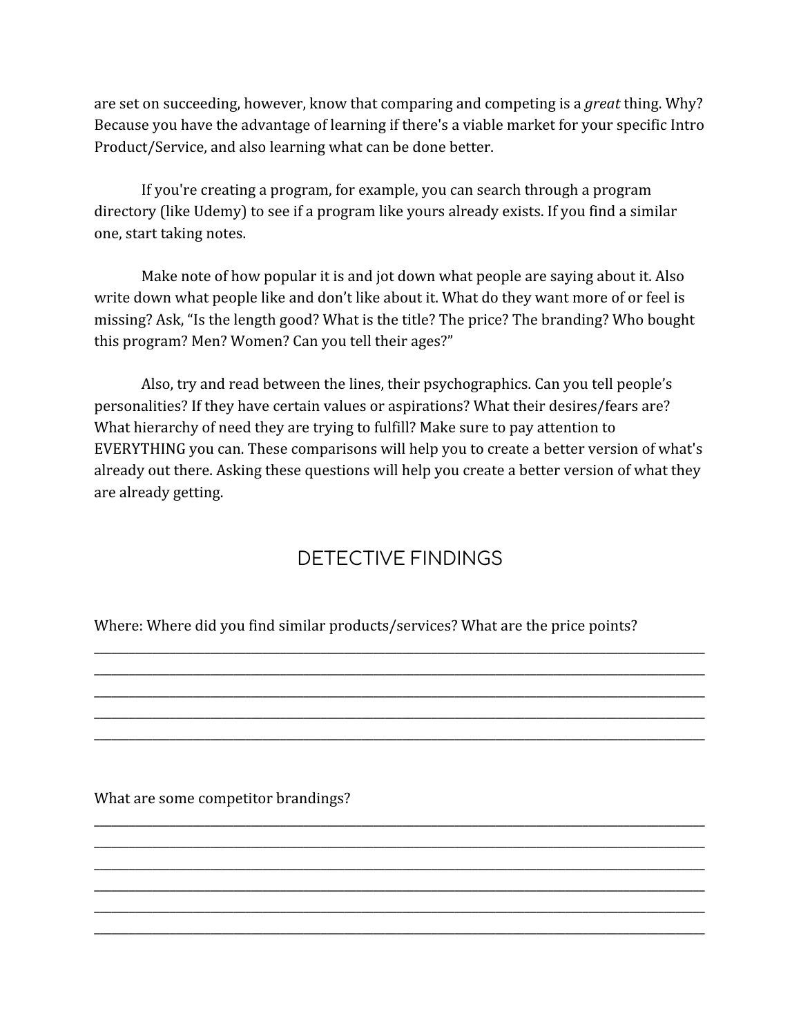are set on succeeding, however, know that comparing and competing is a *great* thing. Why? Because you have the advantage of learning if there's a viable market for your specific Intro Product/Service, and also learning what can be done better.

If you're creating a program, for example, you can search through a program directory (like Udemy) to see if a program like yours already exists. If you find a similar one, start taking notes.

Make note of how popular it is and jot down what people are saying about it. Also write down what people like and don't like about it. What do they want more of or feel is missing? Ask, "Is the length good? What is the title? The price? The branding? Who bought this program? Men? Women? Can you tell their ages?"

Also, try and read between the lines, their psychographics. Can you tell people's personalities? If they have certain values or aspirations? What their desires/fears are? What hierarchy of need they are trying to fulfill? Make sure to pay attention to EVERYTHING you can. These comparisons will help you to create a better version of what's already out there. Asking these questions will help you create a better version of what they are already getting.

## DETECTIVE FINDINGS

Where: Where did you find similar products/services? What are the price points?

______________________________________________________________________________
______________________________________________________________________________
______________________________________________________________________________
______________________________________________________________________________
______________________________________________________________________________

What are some competitor brandings?

______________________________________________________________________________
______________________________________________________________________________
______________________________________________________________________________
______________________________________________________________________________
______________________________________________________________________________
______________________________________________________________________________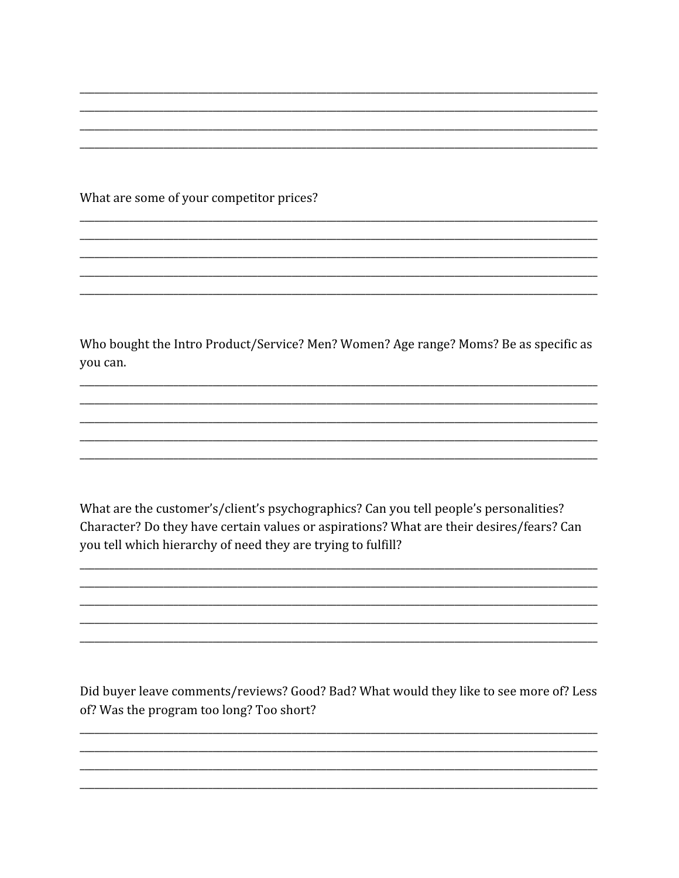What are some of your competitor prices?

Who bought the Intro Product/Service? Men? Women? Age range? Moms? Be as specific as you can.

What are the customer's/client's psychographics? Can you tell people's personalities? Character? Do they have certain values or aspirations? What are their desires/fears? Can you tell which hierarchy of need they are trying to fulfill?

Did buyer leave comments/reviews? Good? Bad? What would they like to see more of? Less of? Was the program too long? Too short?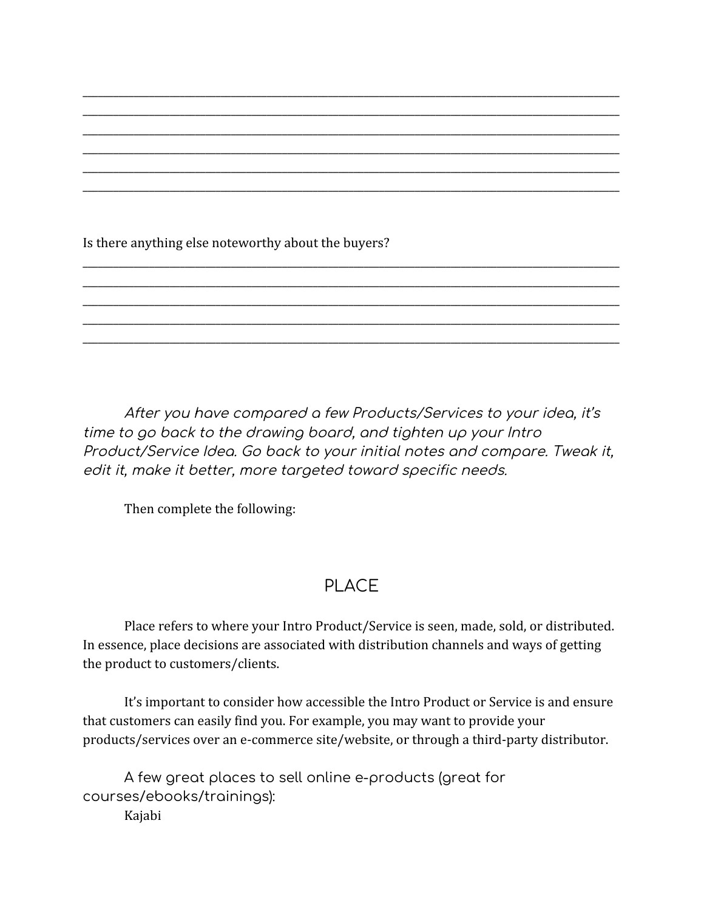\_\_\_\_\_\_\_\_\_\_\_\_\_\_\_\_\_\_\_\_\_\_\_\_\_\_\_\_\_\_\_\_\_\_\_\_\_\_\_\_\_\_\_\_\_\_\_\_\_\_\_\_\_\_\_\_\_\_\_\_\_\_\_\_\_\_\_\_\_\_\_\_\_\_\_\_\_\_
\_\_\_\_\_\_\_\_\_\_\_\_\_\_\_\_\_\_\_\_\_\_\_\_\_\_\_\_\_\_\_\_\_\_\_\_\_\_\_\_\_\_\_\_\_\_\_\_\_\_\_\_\_\_\_\_\_\_\_\_\_\_\_\_\_\_\_\_\_\_\_\_\_\_\_\_\_\_
\_\_\_\_\_\_\_\_\_\_\_\_\_\_\_\_\_\_\_\_\_\_\_\_\_\_\_\_\_\_\_\_\_\_\_\_\_\_\_\_\_\_\_\_\_\_\_\_\_\_\_\_\_\_\_\_\_\_\_\_\_\_\_\_\_\_\_\_\_\_\_\_\_\_\_\_\_\_
\_\_\_\_\_\_\_\_\_\_\_\_\_\_\_\_\_\_\_\_\_\_\_\_\_\_\_\_\_\_\_\_\_\_\_\_\_\_\_\_\_\_\_\_\_\_\_\_\_\_\_\_\_\_\_\_\_\_\_\_\_\_\_\_\_\_\_\_\_\_\_\_\_\_\_\_\_\_
\_\_\_\_\_\_\_\_\_\_\_\_\_\_\_\_\_\_\_\_\_\_\_\_\_\_\_\_\_\_\_\_\_\_\_\_\_\_\_\_\_\_\_\_\_\_\_\_\_\_\_\_\_\_\_\_\_\_\_\_\_\_\_\_\_\_\_\_\_\_\_\_\_\_\_\_\_\_
\_\_\_\_\_\_\_\_\_\_\_\_\_\_\_\_\_\_\_\_\_\_\_\_\_\_\_\_\_\_\_\_\_\_\_\_\_\_\_\_\_\_\_\_\_\_\_\_\_\_\_\_\_\_\_\_\_\_\_\_\_\_\_\_\_\_\_\_\_\_\_\_\_\_\_\_\_\_

Is there anything else noteworthy about the buyers?

\_\_\_\_\_\_\_\_\_\_\_\_\_\_\_\_\_\_\_\_\_\_\_\_\_\_\_\_\_\_\_\_\_\_\_\_\_\_\_\_\_\_\_\_\_\_\_\_\_\_\_\_\_\_\_\_\_\_\_\_\_\_\_\_\_\_\_\_\_\_\_\_\_\_\_\_\_\_
\_\_\_\_\_\_\_\_\_\_\_\_\_\_\_\_\_\_\_\_\_\_\_\_\_\_\_\_\_\_\_\_\_\_\_\_\_\_\_\_\_\_\_\_\_\_\_\_\_\_\_\_\_\_\_\_\_\_\_\_\_\_\_\_\_\_\_\_\_\_\_\_\_\_\_\_\_\_
\_\_\_\_\_\_\_\_\_\_\_\_\_\_\_\_\_\_\_\_\_\_\_\_\_\_\_\_\_\_\_\_\_\_\_\_\_\_\_\_\_\_\_\_\_\_\_\_\_\_\_\_\_\_\_\_\_\_\_\_\_\_\_\_\_\_\_\_\_\_\_\_\_\_\_\_\_\_
\_\_\_\_\_\_\_\_\_\_\_\_\_\_\_\_\_\_\_\_\_\_\_\_\_\_\_\_\_\_\_\_\_\_\_\_\_\_\_\_\_\_\_\_\_\_\_\_\_\_\_\_\_\_\_\_\_\_\_\_\_\_\_\_\_\_\_\_\_\_\_\_\_\_\_\_\_\_
\_\_\_\_\_\_\_\_\_\_\_\_\_\_\_\_\_\_\_\_\_\_\_\_\_\_\_\_\_\_\_\_\_\_\_\_\_\_\_\_\_\_\_\_\_\_\_\_\_\_\_\_\_\_\_\_\_\_\_\_\_\_\_\_\_\_\_\_\_\_\_\_\_\_\_\_\_\_

*After you have compared a few Products/Services to your idea, it's time to go back to the drawing board, and tighten up your Intro Product/Service Idea. Go back to your initial notes and compare. Tweak it, edit it, make it better, more targeted toward specific needs.*

Then complete the following:

## PLACE

Place refers to where your Intro Product/Service is seen, made, sold, or distributed. In essence, place decisions are associated with distribution channels and ways of getting the product to customers/clients.

It's important to consider how accessible the Intro Product or Service is and ensure that customers can easily find you. For example, you may want to provide your products/services over an e-commerce site/website, or through a third-party distributor.

A few great places to sell online e-products (great for courses/ebooks/trainings):

Kajabi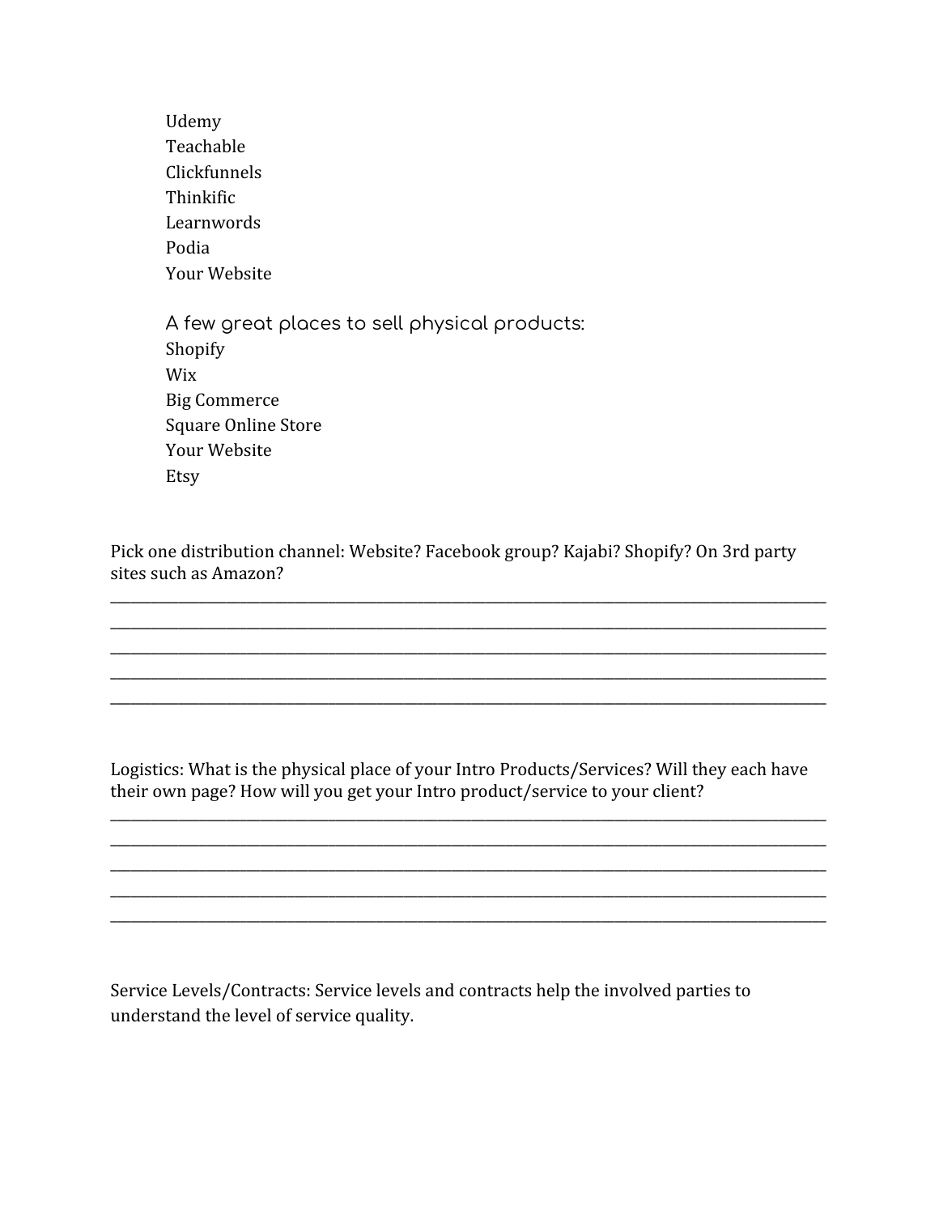Udemy
Teachable
Clickfunnels
Thinkific
Learnwords
Podia
Your Website

A few great places to sell physical products:
Shopify
Wix
Big Commerce
Square Online Store
Your Website
Etsy

Pick one distribution channel: Website? Facebook group? Kajabi? Shopify? On 3rd party sites such as Amazon?

____________________________________________________________________________________
____________________________________________________________________________________
____________________________________________________________________________________
____________________________________________________________________________________
____________________________________________________________________________________

Logistics: What is the physical place of your Intro Products/Services? Will they each have their own page? How will you get your Intro product/service to your client?

____________________________________________________________________________________
____________________________________________________________________________________
____________________________________________________________________________________
____________________________________________________________________________________
____________________________________________________________________________________

Service Levels/Contracts: Service levels and contracts help the involved parties to understand the level of service quality.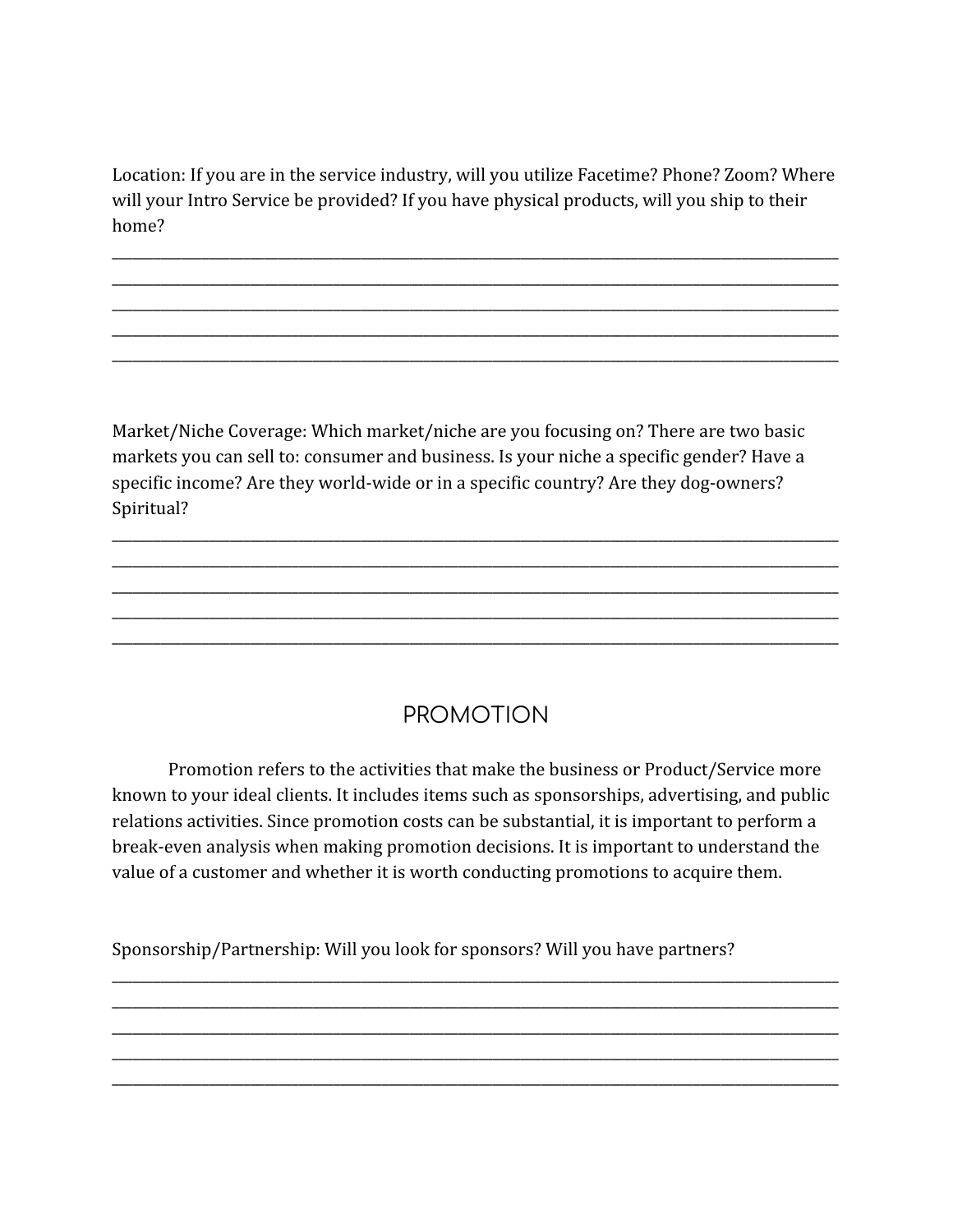Location: If you are in the service industry, will you utilize Facetime? Phone? Zoom? Where will your Intro Service be provided? If you have physical products, will you ship to their home?

_______________________________________________________________________________________________
_______________________________________________________________________________________________
_______________________________________________________________________________________________
_______________________________________________________________________________________________
_______________________________________________________________________________________________

Market/Niche Coverage: Which market/niche are you focusing on? There are two basic markets you can sell to: consumer and business. Is your niche a specific gender? Have a specific income? Are they world-wide or in a specific country? Are they dog-owners? Spiritual?

_______________________________________________________________________________________________
_______________________________________________________________________________________________
_______________________________________________________________________________________________
_______________________________________________________________________________________________
_______________________________________________________________________________________________

## PROMOTION

Promotion refers to the activities that make the business or Product/Service more known to your ideal clients. It includes items such as sponsorships, advertising, and public relations activities. Since promotion costs can be substantial, it is important to perform a break-even analysis when making promotion decisions. It is important to understand the value of a customer and whether it is worth conducting promotions to acquire them.

Sponsorship/Partnership: Will you look for sponsors? Will you have partners?

_______________________________________________________________________________________________
_______________________________________________________________________________________________
_______________________________________________________________________________________________
_______________________________________________________________________________________________
_______________________________________________________________________________________________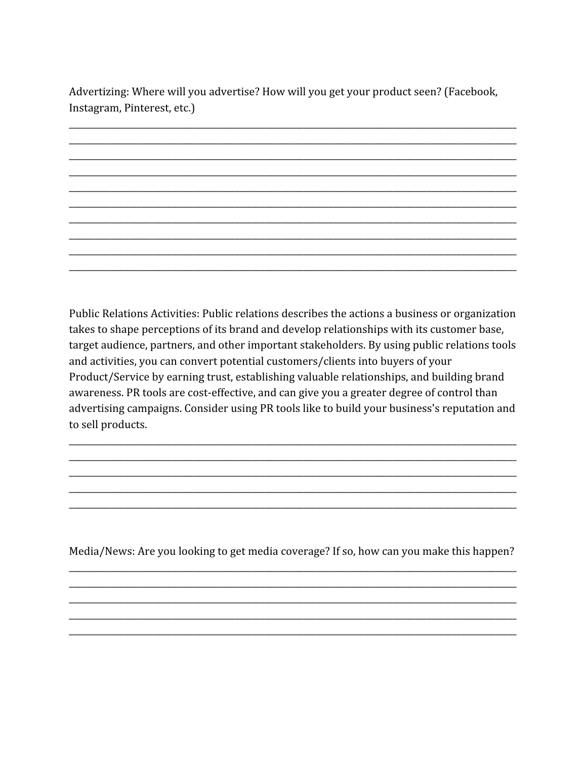Advertizing: Where will you advertise? How will you get your product seen? (Facebook, Instagram, Pinterest, etc.)

______________________________________________________________________________

______________________________________________________________________________

______________________________________________________________________________

______________________________________________________________________________

______________________________________________________________________________

______________________________________________________________________________

______________________________________________________________________________

______________________________________________________________________________

______________________________________________________________________________

______________________________________________________________________________

Public Relations Activities: Public relations describes the actions a business or organization takes to shape perceptions of its brand and develop relationships with its customer base, target audience, partners, and other important stakeholders. By using public relations tools and activities, you can convert potential customers/clients into buyers of your Product/Service by earning trust, establishing valuable relationships, and building brand awareness. PR tools are cost-effective, and can give you a greater degree of control than advertising campaigns. Consider using PR tools like to build your business's reputation and to sell products.

______________________________________________________________________________

______________________________________________________________________________

______________________________________________________________________________

______________________________________________________________________________

______________________________________________________________________________

Media/News: Are you looking to get media coverage? If so, how can you make this happen?

______________________________________________________________________________

______________________________________________________________________________

______________________________________________________________________________

______________________________________________________________________________

______________________________________________________________________________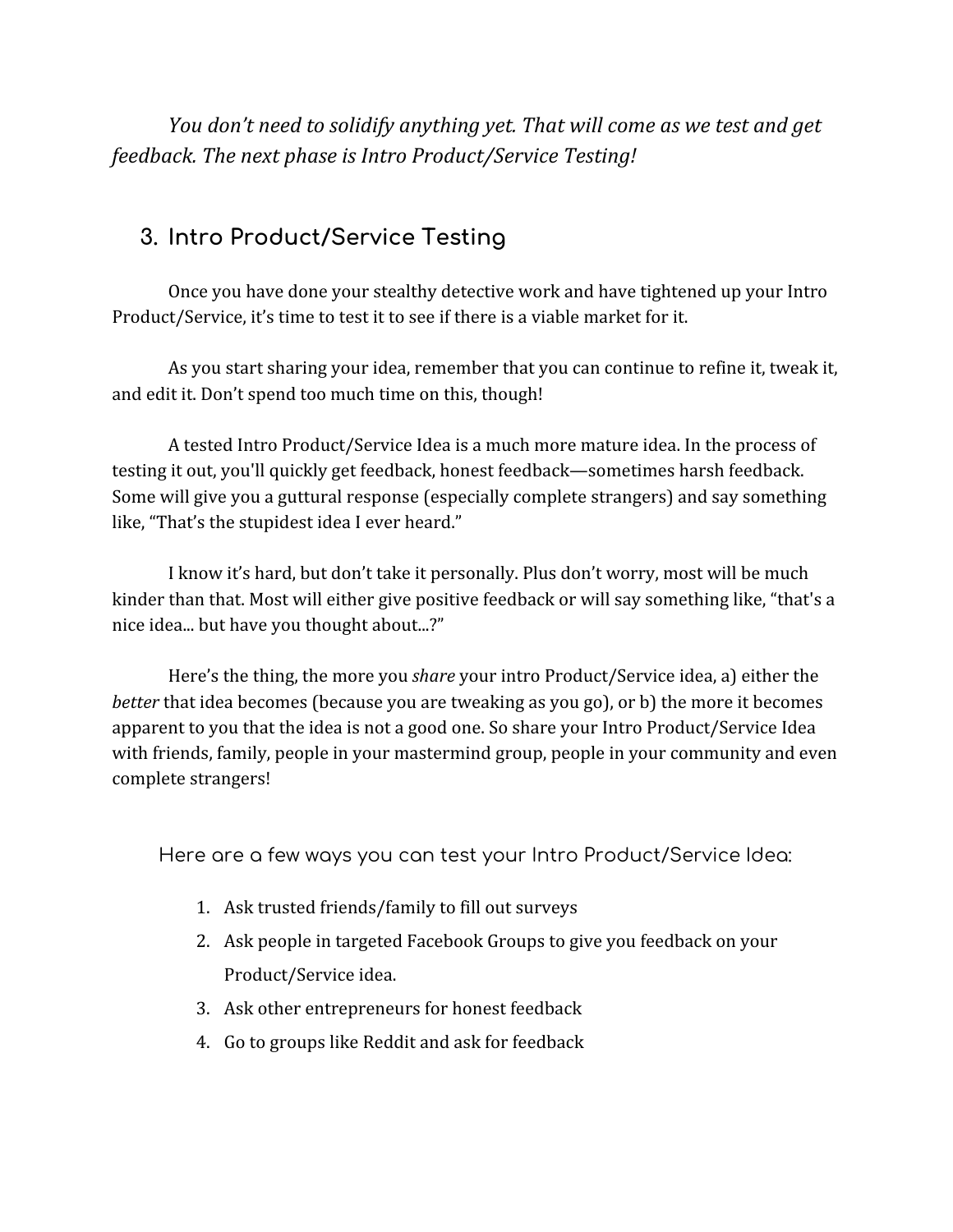*You don't need to solidify anything yet. That will come as we test and get feedback. The next phase is Intro Product/Service Testing!*

## 3. Intro Product/Service Testing

Once you have done your stealthy detective work and have tightened up your Intro Product/Service, it's time to test it to see if there is a viable market for it.

As you start sharing your idea, remember that you can continue to refine it, tweak it, and edit it. Don't spend too much time on this, though!

A tested Intro Product/Service Idea is a much more mature idea. In the process of testing it out, you'll quickly get feedback, honest feedback—sometimes harsh feedback. Some will give you a guttural response (especially complete strangers) and say something like, "That's the stupidest idea I ever heard."

I know it's hard, but don't take it personally. Plus don't worry, most will be much kinder than that. Most will either give positive feedback or will say something like, "that's a nice idea... but have you thought about...?"

Here's the thing, the more you *share* your intro Product/Service idea, a) either the *better* that idea becomes (because you are tweaking as you go), or b) the more it becomes apparent to you that the idea is not a good one. So share your Intro Product/Service Idea with friends, family, people in your mastermind group, people in your community and even complete strangers!

Here are a few ways you can test your Intro Product/Service Idea:

1. Ask trusted friends/family to fill out surveys
2. Ask people in targeted Facebook Groups to give you feedback on your Product/Service idea.
3. Ask other entrepreneurs for honest feedback
4. Go to groups like Reddit and ask for feedback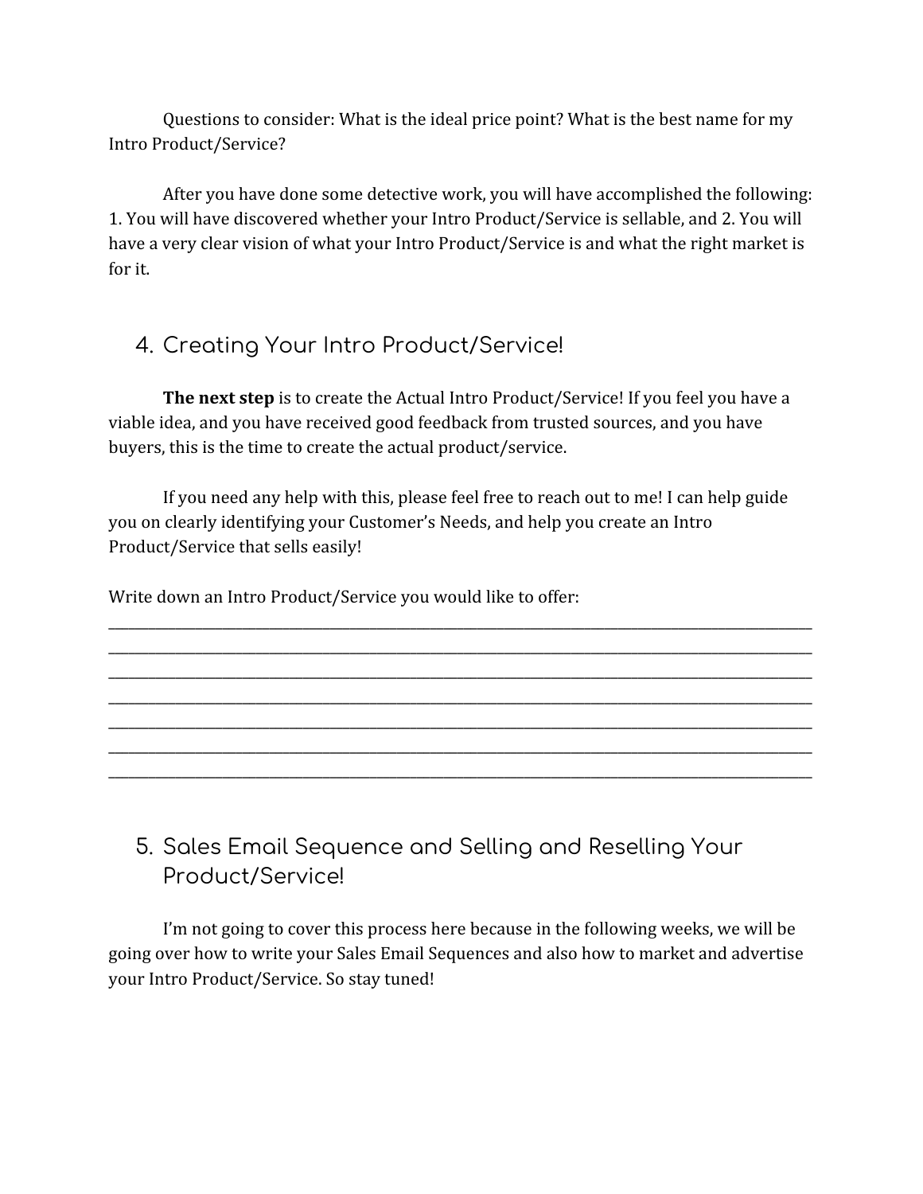Questions to consider: What is the ideal price point? What is the best name for my Intro Product/Service?

After you have done some detective work, you will have accomplished the following: 1. You will have discovered whether your Intro Product/Service is sellable, and 2. You will have a very clear vision of what your Intro Product/Service is and what the right market is for it.

## 4. Creating Your Intro Product/Service!

**The next step** is to create the Actual Intro Product/Service! If you feel you have a viable idea, and you have received good feedback from trusted sources, and you have buyers, this is the time to create the actual product/service.

If you need any help with this, please feel free to reach out to me! I can help guide you on clearly identifying your Customer's Needs, and help you create an Intro Product/Service that sells easily!

Write down an Intro Product/Service you would like to offer:
_____________________________________________________________________________
_____________________________________________________________________________
_____________________________________________________________________________
_____________________________________________________________________________
_____________________________________________________________________________
_____________________________________________________________________________
_____________________________________________________________________________

## 5. Sales Email Sequence and Selling and Reselling Your Product/Service!

I'm not going to cover this process here because in the following weeks, we will be going over how to write your Sales Email Sequences and also how to market and advertise your Intro Product/Service. So stay tuned!